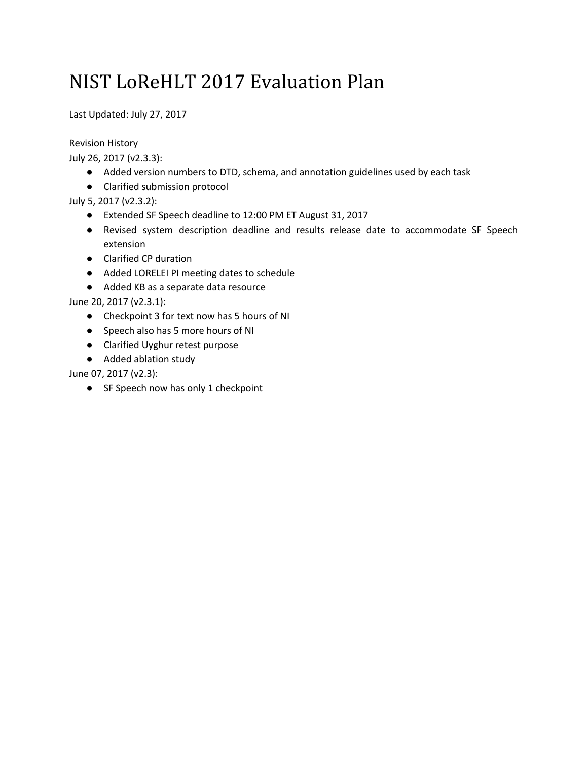# NIST LoReHLT 2017 Evaluation Plan

Last Updated: July 27, 2017

Revision History

July 26, 2017 (v2.3.3):

- Added version numbers to DTD, schema, and annotation guidelines used by each task
- Clarified submission protocol

July 5, 2017 (v2.3.2):

- Extended SF Speech deadline to 12:00 PM ET August 31, 2017
- Revised system description deadline and results release date to accommodate SF Speech extension
- Clarified CP duration
- Added LORELEI PI meeting dates to schedule
- Added KB as a separate data resource

June 20, 2017 (v2.3.1):

- Checkpoint 3 for text now has 5 hours of NI
- Speech also has 5 more hours of NI
- Clarified Uyghur retest purpose
- Added ablation study

June 07, 2017 (v2.3):

- SF Speech now has only 1 checkpoint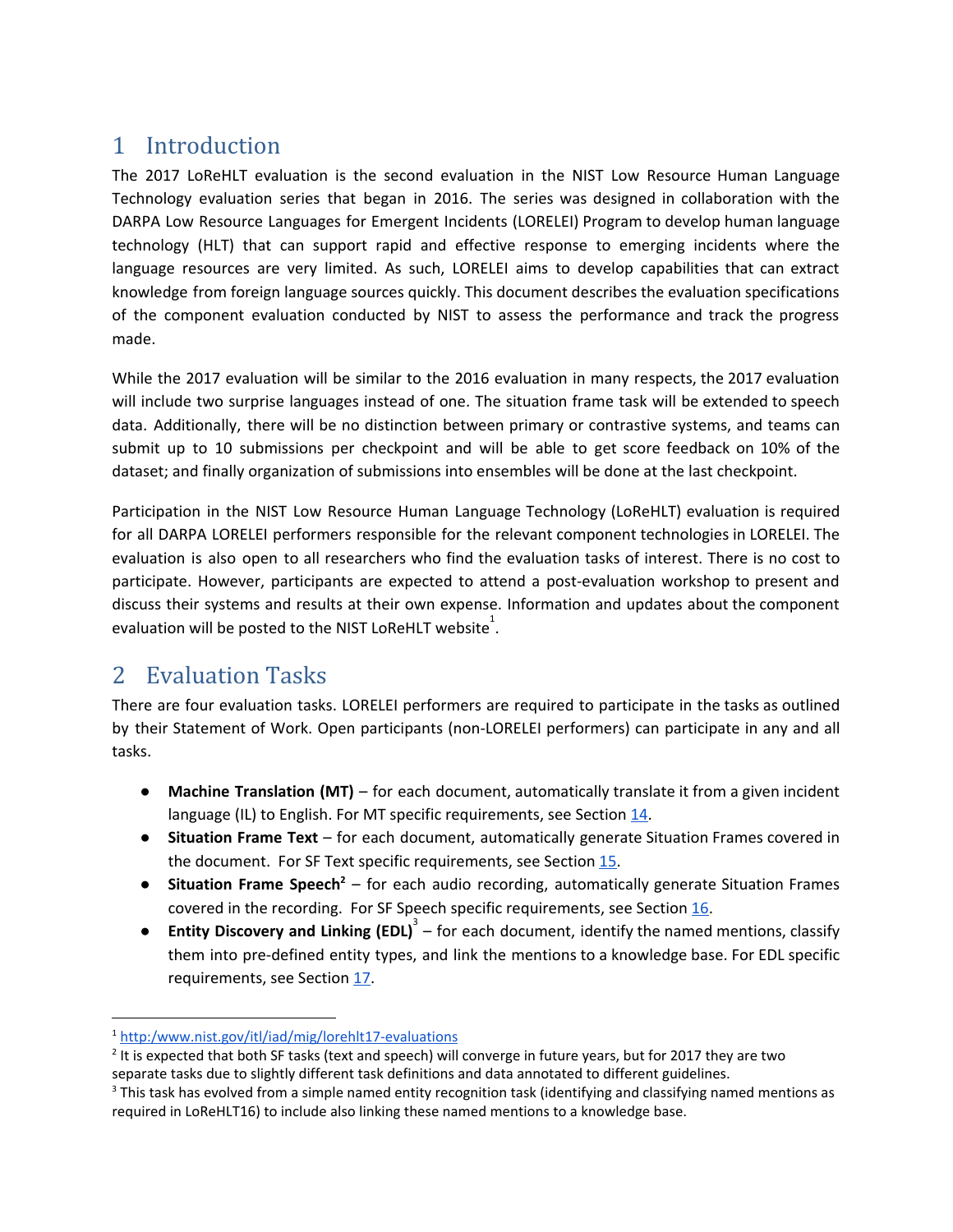# 1 Introduction

The 2017 LoReHLT evaluation is the second evaluation in the NIST Low Resource Human Language Technology evaluation series that began in 2016. The series was designed in collaboration with the DARPA Low Resource Languages for Emergent Incidents (LORELEI) Program to develop human language technology (HLT) that can support rapid and effective response to emerging incidents where the language resources are very limited. As such, LORELEI aims to develop capabilities that can extract knowledge from foreign language sources quickly. This document describes the evaluation specifications of the component evaluation conducted by NIST to assess the performance and track the progress made.

While the 2017 evaluation will be similar to the 2016 evaluation in many respects, the 2017 evaluation will include two surprise languages instead of one. The situation frame task will be extended to speech data. Additionally, there will be no distinction between primary or contrastive systems, and teams can submit up to 10 submissions per checkpoint and will be able to get score feedback on 10% of the dataset; and finally organization of submissions into ensembles will be done at the last checkpoint.

Participation in the NIST Low Resource Human Language Technology (LoReHLT) evaluation is required for all DARPA LORELEI performers responsible for the relevant component technologies in LORELEI. The evaluation is also open to all researchers who find the evaluation tasks of interest. There is no cost to participate. However, participants are expected to attend a post-evaluation workshop to present and discuss their systems and results at their own expense. Information and updates about the component evaluation will be posted to the NIST LoReHLT website[1].

# 2 Evaluation Tasks

There are four evaluation tasks. LORELEI performers are required to participate in the tasks as outlined by their Statement of Work. Open participants (non-LORELEI performers) can participate in any and all tasks.

- **Machine Translation (MT)** – for each document, automatically translate it from a given incident language (IL) to English. For MT specific requirements, see Section 14.
- **Situation Frame Text** – for each document, automatically generate Situation Frames covered in the document. For SF Text specific requirements, see Section 15.
- **Situation Frame Speech**[2] – for each audio recording, automatically generate Situation Frames covered in the recording. For SF Speech specific requirements, see Section 16.
- **Entity Discovery and Linking (EDL)**[3] – for each document, identify the named mentions, classify them into pre-defined entity types, and link the mentions to a knowledge base. For EDL specific requirements, see Section 17.

---

[1] http:/www.nist.gov/itl/iad/mig/lorehlt17-evaluations

[2] It is expected that both SF tasks (text and speech) will converge in future years, but for 2017 they are two separate tasks due to slightly different task definitions and data annotated to different guidelines.

[3] This task has evolved from a simple named entity recognition task (identifying and classifying named mentions as required in LoReHLT16) to include also linking these named mentions to a knowledge base.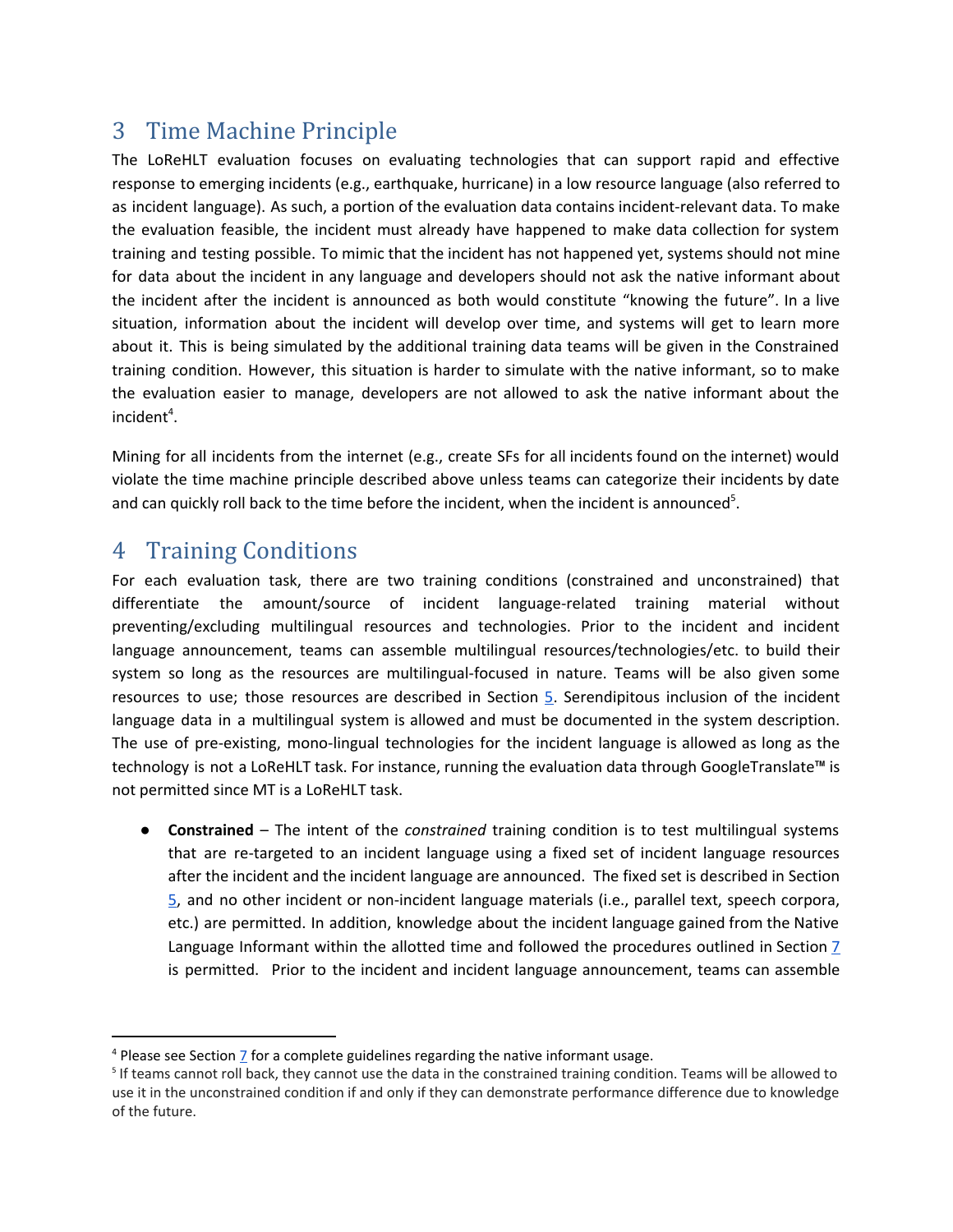# 3 Time Machine Principle

The LoReHLT evaluation focuses on evaluating technologies that can support rapid and effective response to emerging incidents (e.g., earthquake, hurricane) in a low resource language (also referred to as incident language). As such, a portion of the evaluation data contains incident-relevant data. To make the evaluation feasible, the incident must already have happened to make data collection for system training and testing possible. To mimic that the incident has not happened yet, systems should not mine for data about the incident in any language and developers should not ask the native informant about the incident after the incident is announced as both would constitute "knowing the future". In a live situation, information about the incident will develop over time, and systems will get to learn more about it. This is being simulated by the additional training data teams will be given in the Constrained training condition. However, this situation is harder to simulate with the native informant, so to make the evaluation easier to manage, developers are not allowed to ask the native informant about the incident[4].

Mining for all incidents from the internet (e.g., create SFs for all incidents found on the internet) would violate the time machine principle described above unless teams can categorize their incidents by date and can quickly roll back to the time before the incident, when the incident is announced[5].

# 4 Training Conditions

For each evaluation task, there are two training conditions (constrained and unconstrained) that differentiate the amount/source of incident language-related training material without preventing/excluding multilingual resources and technologies. Prior to the incident and incident language announcement, teams can assemble multilingual resources/technologies/etc. to build their system so long as the resources are multilingual-focused in nature. Teams will be also given some resources to use; those resources are described in Section 5. Serendipitous inclusion of the incident language data in a multilingual system is allowed and must be documented in the system description. The use of pre-existing, mono-lingual technologies for the incident language is allowed as long as the technology is not a LoReHLT task. For instance, running the evaluation data through GoogleTranslate™ is not permitted since MT is a LoReHLT task.

- **Constrained** – The intent of the *constrained* training condition is to test multilingual systems that are re-targeted to an incident language using a fixed set of incident language resources after the incident and the incident language are announced. The fixed set is described in Section 5, and no other incident or non-incident language materials (i.e., parallel text, speech corpora, etc.) are permitted. In addition, knowledge about the incident language gained from the Native Language Informant within the allotted time and followed the procedures outlined in Section 7 is permitted. Prior to the incident and incident language announcement, teams can assemble

---

[4] Please see Section 7 for a complete guidelines regarding the native informant usage.

[5] If teams cannot roll back, they cannot use the data in the constrained training condition. Teams will be allowed to use it in the unconstrained condition if and only if they can demonstrate performance difference due to knowledge of the future.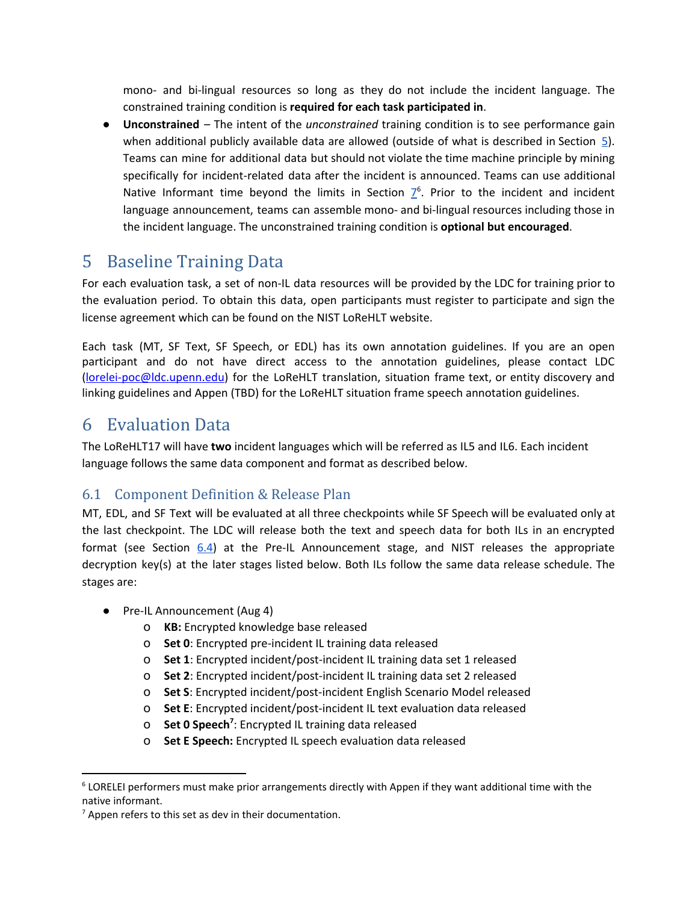mono- and bi-lingual resources so long as they do not include the incident language. The constrained training condition is **required for each task participated in**.

- **Unconstrained** – The intent of the *unconstrained* training condition is to see performance gain when additional publicly available data are allowed (outside of what is described in Section 5). Teams can mine for additional data but should not violate the time machine principle by mining specifically for incident-related data after the incident is announced. Teams can use additional Native Informant time beyond the limits in Section 7[6]. Prior to the incident and incident language announcement, teams can assemble mono- and bi-lingual resources including those in the incident language. The unconstrained training condition is **optional but encouraged**.

# 5 Baseline Training Data

For each evaluation task, a set of non-IL data resources will be provided by the LDC for training prior to the evaluation period. To obtain this data, open participants must register to participate and sign the license agreement which can be found on the NIST LoReHLT website.

Each task (MT, SF Text, SF Speech, or EDL) has its own annotation guidelines. If you are an open participant and do not have direct access to the annotation guidelines, please contact LDC (lorelei-poc@ldc.upenn.edu) for the LoReHLT translation, situation frame text, or entity discovery and linking guidelines and Appen (TBD) for the LoReHLT situation frame speech annotation guidelines.

# 6 Evaluation Data

The LoReHLT17 will have **two** incident languages which will be referred as IL5 and IL6. Each incident language follows the same data component and format as described below.

## 6.1 Component Definition & Release Plan

MT, EDL, and SF Text will be evaluated at all three checkpoints while SF Speech will be evaluated only at the last checkpoint. The LDC will release both the text and speech data for both ILs in an encrypted format (see Section 6.4) at the Pre-IL Announcement stage, and NIST releases the appropriate decryption key(s) at the later stages listed below. Both ILs follow the same data release schedule. The stages are:

- Pre-IL Announcement (Aug 4)
  - **KB:** Encrypted knowledge base released
  - **Set 0**: Encrypted pre-incident IL training data released
  - **Set 1**: Encrypted incident/post-incident IL training data set 1 released
  - **Set 2**: Encrypted incident/post-incident IL training data set 2 released
  - **Set S**: Encrypted incident/post-incident English Scenario Model released
  - **Set E**: Encrypted incident/post-incident IL text evaluation data released
  - **Set 0 Speech**[7]: Encrypted IL training data released
  - **Set E Speech:** Encrypted IL speech evaluation data released

---

[6] LORELEI performers must make prior arrangements directly with Appen if they want additional time with the native informant.

[7] Appen refers to this set as dev in their documentation.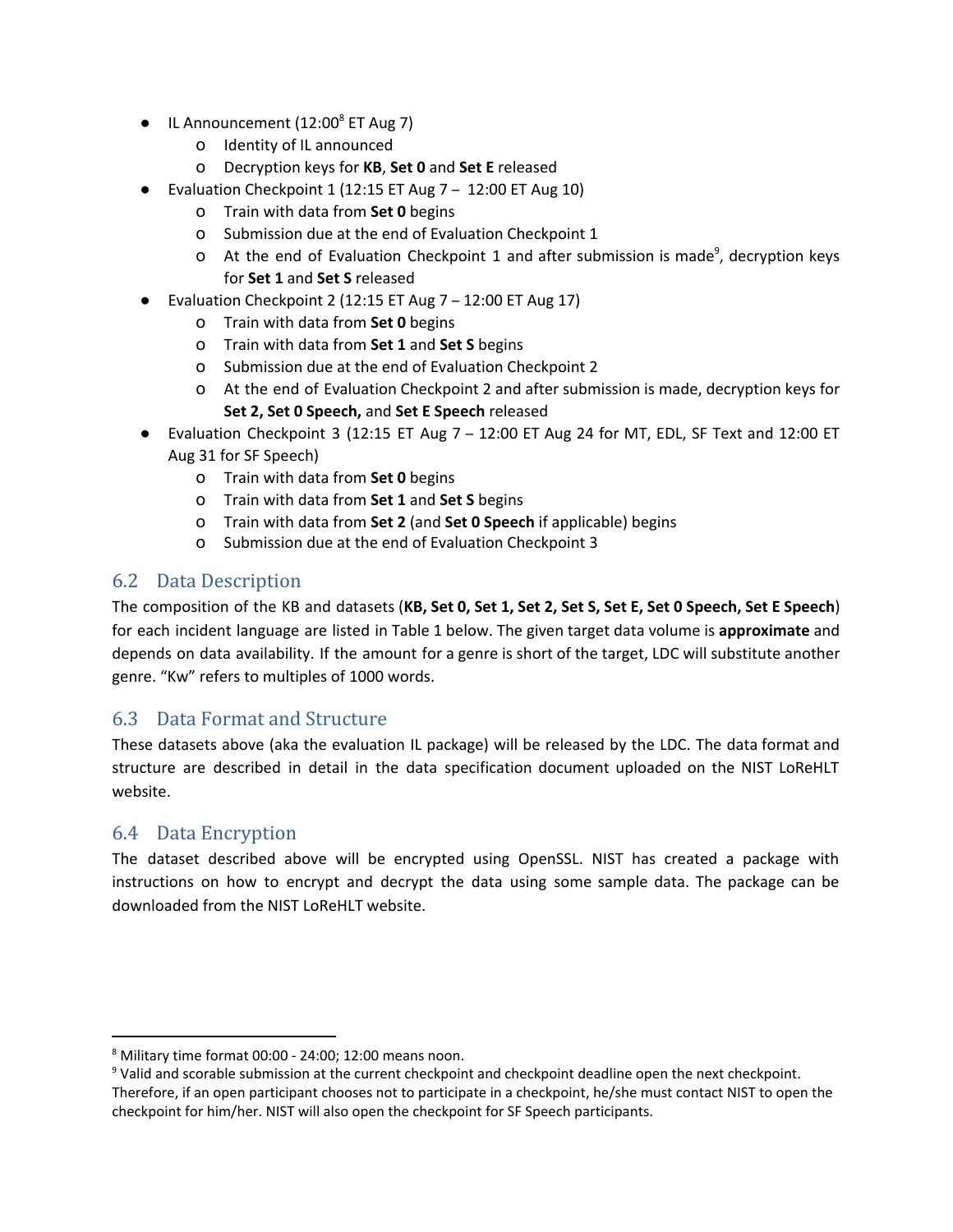- IL Announcement (12:00[8] ET Aug 7)
    - Identity of IL announced
    - Decryption keys for **KB**, **Set 0** and **Set E** released
- Evaluation Checkpoint 1 (12:15 ET Aug 7 – 12:00 ET Aug 10)
    - Train with data from **Set 0** begins
    - Submission due at the end of Evaluation Checkpoint 1
    - At the end of Evaluation Checkpoint 1 and after submission is made[9], decryption keys for **Set 1** and **Set S** released
- Evaluation Checkpoint 2 (12:15 ET Aug 7 – 12:00 ET Aug 17)
    - Train with data from **Set 0** begins
    - Train with data from **Set 1** and **Set S** begins
    - Submission due at the end of Evaluation Checkpoint 2
    - At the end of Evaluation Checkpoint 2 and after submission is made, decryption keys for **Set 2, Set 0 Speech,** and **Set E Speech** released
- Evaluation Checkpoint 3 (12:15 ET Aug 7 – 12:00 ET Aug 24 for MT, EDL, SF Text and 12:00 ET Aug 31 for SF Speech)
    - Train with data from **Set 0** begins
    - Train with data from **Set 1** and **Set S** begins
    - Train with data from **Set 2** (and **Set 0 Speech** if applicable) begins
    - Submission due at the end of Evaluation Checkpoint 3

## 6.2 Data Description

The composition of the KB and datasets (**KB, Set 0, Set 1, Set 2, Set S, Set E, Set 0 Speech, Set E Speech**) for each incident language are listed in Table 1 below. The given target data volume is **approximate** and depends on data availability. If the amount for a genre is short of the target, LDC will substitute another genre. "Kw" refers to multiples of 1000 words.

## 6.3 Data Format and Structure

These datasets above (aka the evaluation IL package) will be released by the LDC. The data format and structure are described in detail in the data specification document uploaded on the NIST LoReHLT website.

## 6.4 Data Encryption

The dataset described above will be encrypted using OpenSSL. NIST has created a package with instructions on how to encrypt and decrypt the data using some sample data. The package can be downloaded from the NIST LoReHLT website.

---

[8] Military time format 00:00 - 24:00; 12:00 means noon.

[9] Valid and scorable submission at the current checkpoint and checkpoint deadline open the next checkpoint. Therefore, if an open participant chooses not to participate in a checkpoint, he/she must contact NIST to open the checkpoint for him/her. NIST will also open the checkpoint for SF Speech participants.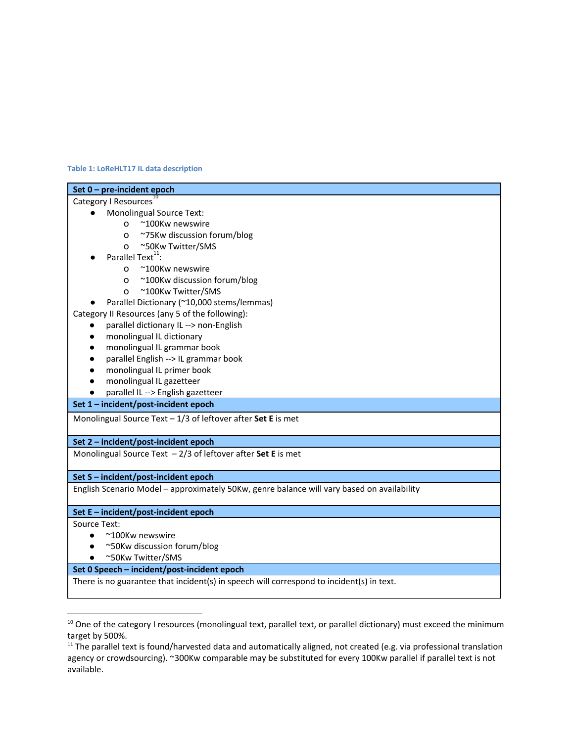**Table 1: LoReHLT17 IL data description**

| Set 0 – pre-incident epoch |
| --- |
| Category I Resources[10]<br>● Monolingual Source Text:<br>  o ~100Kw newswire<br>  o ~75Kw discussion forum/blog<br>  o ~50Kw Twitter/SMS<br>● Parallel Text[11]:<br>  o ~100Kw newswire<br>  o ~100Kw discussion forum/blog<br>  o ~100Kw Twitter/SMS<br>● Parallel Dictionary (~10,000 stems/lemmas)<br>Category II Resources (any 5 of the following):<br>● parallel dictionary IL --> non-English<br>● monolingual IL dictionary<br>● monolingual IL grammar book<br>● parallel English --> IL grammar book<br>● monolingual IL primer book<br>● monolingual IL gazetteer<br>● parallel IL --> English gazetteer |
| **Set 1 – incident/post-incident epoch** |
| Monolingual Source Text – 1/3 of leftover after **Set E** is met |
| **Set 2 – incident/post-incident epoch** |
| Monolingual Source Text – 2/3 of leftover after **Set E** is met |
| **Set S – incident/post-incident epoch** |
| English Scenario Model – approximately 50Kw, genre balance will vary based on availability |
| **Set E – incident/post-incident epoch** |
| Source Text:<br>● ~100Kw newswire<br>● ~50Kw discussion forum/blog<br>● ~50Kw Twitter/SMS |
| **Set 0 Speech – incident/post-incident epoch** |
| There is no guarantee that incident(s) in speech will correspond to incident(s) in text. |

[10] One of the category I resources (monolingual text, parallel text, or parallel dictionary) must exceed the minimum target by 500%.

[11] The parallel text is found/harvested data and automatically aligned, not created (e.g. via professional translation agency or crowdsourcing). ~300Kw comparable may be substituted for every 100Kw parallel if parallel text is not available.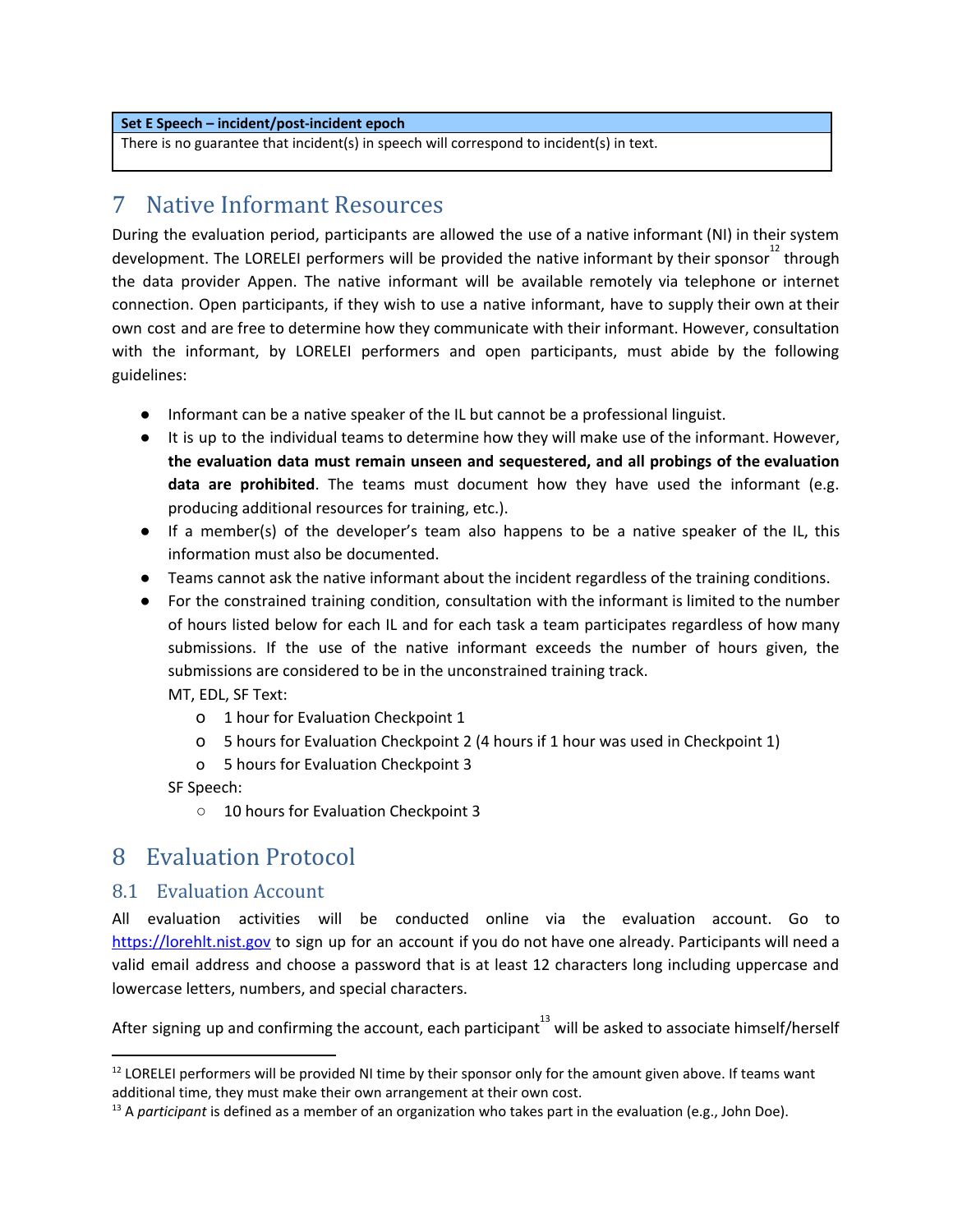| Set E Speech – incident/post-incident epoch |
| --- |
| There is no guarantee that incident(s) in speech will correspond to incident(s) in text. |

# 7 Native Informant Resources

During the evaluation period, participants are allowed the use of a native informant (NI) in their system development. The LORELEI performers will be provided the native informant by their sponsor[12] through the data provider Appen. The native informant will be available remotely via telephone or internet connection. Open participants, if they wish to use a native informant, have to supply their own at their own cost and are free to determine how they communicate with their informant. However, consultation with the informant, by LORELEI performers and open participants, must abide by the following guidelines:

- Informant can be a native speaker of the IL but cannot be a professional linguist.
- It is up to the individual teams to determine how they will make use of the informant. However, **the evaluation data must remain unseen and sequestered, and all probings of the evaluation data are prohibited**. The teams must document how they have used the informant (e.g. producing additional resources for training, etc.).
- If a member(s) of the developer's team also happens to be a native speaker of the IL, this information must also be documented.
- Teams cannot ask the native informant about the incident regardless of the training conditions.
- For the constrained training condition, consultation with the informant is limited to the number of hours listed below for each IL and for each task a team participates regardless of how many submissions. If the use of the native informant exceeds the number of hours given, the submissions are considered to be in the unconstrained training track.

  MT, EDL, SF Text:
    - 1 hour for Evaluation Checkpoint 1
    - 5 hours for Evaluation Checkpoint 2 (4 hours if 1 hour was used in Checkpoint 1)
    - 5 hours for Evaluation Checkpoint 3

  SF Speech:
    - 10 hours for Evaluation Checkpoint 3

# 8 Evaluation Protocol

## 8.1 Evaluation Account

All evaluation activities will be conducted online via the evaluation account. Go to https://lorehlt.nist.gov to sign up for an account if you do not have one already. Participants will need a valid email address and choose a password that is at least 12 characters long including uppercase and lowercase letters, numbers, and special characters.

After signing up and confirming the account, each participant[13] will be asked to associate himself/herself

---

[12] LORELEI performers will be provided NI time by their sponsor only for the amount given above. If teams want additional time, they must make their own arrangement at their own cost.

[13] A *participant* is defined as a member of an organization who takes part in the evaluation (e.g., John Doe).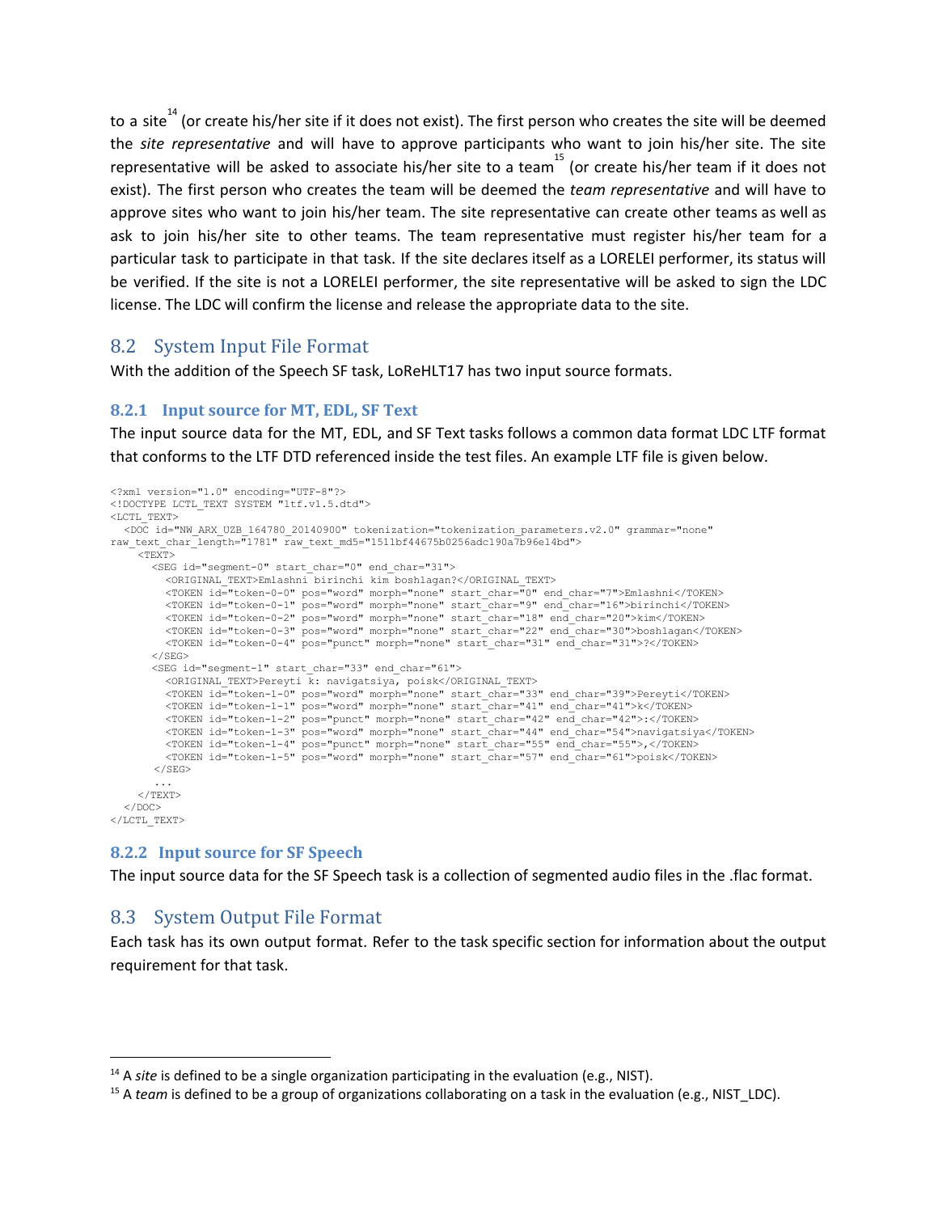to a site[14] (or create his/her site if it does not exist). The first person who creates the site will be deemed the *site representative* and will have to approve participants who want to join his/her site. The site representative will be asked to associate his/her site to a team[15] (or create his/her team if it does not exist). The first person who creates the team will be deemed the *team representative* and will have to approve sites who want to join his/her team. The site representative can create other teams as well as ask to join his/her site to other teams. The team representative must register his/her team for a particular task to participate in that task. If the site declares itself as a LORELEI performer, its status will be verified. If the site is not a LORELEI performer, the site representative will be asked to sign the LDC license. The LDC will confirm the license and release the appropriate data to the site.

## 8.2 System Input File Format

With the addition of the Speech SF task, LoReHLT17 has two input source formats.

### 8.2.1 Input source for MT, EDL, SF Text

The input source data for the MT, EDL, and SF Text tasks follows a common data format LDC LTF format that conforms to the LTF DTD referenced inside the test files. An example LTF file is given below.

```
<?xml version="1.0" encoding="UTF-8"?>
<!DOCTYPE LCTL_TEXT SYSTEM "ltf.v1.5.dtd">
<LCTL_TEXT>
  <DOC id="NW_ARX_UZB_164780_20140900" tokenization="tokenization_parameters.v2.0" grammar="none"
raw_text_char_length="1781" raw_text_md5="1511bf44675b0256adc190a7b96e14bd">
    <TEXT>
      <SEG id="segment-0" start_char="0" end_char="31">
        <ORIGINAL_TEXT>Emlashni birinchi kim boshlagan?</ORIGINAL_TEXT>
        <TOKEN id="token-0-0" pos="word" morph="none" start_char="0" end_char="7">Emlashni</TOKEN>
        <TOKEN id="token-0-1" pos="word" morph="none" start_char="9" end_char="16">birinchi</TOKEN>
        <TOKEN id="token-0-2" pos="word" morph="none" start_char="18" end_char="20">kim</TOKEN>
        <TOKEN id="token-0-3" pos="word" morph="none" start_char="22" end_char="30">boshlagan</TOKEN>
        <TOKEN id="token-0-4" pos="punct" morph="none" start_char="31" end_char="31">?</TOKEN>
      </SEG>
      <SEG id="segment-1" start_char="33" end_char="61">
        <ORIGINAL_TEXT>Pereyti k: navigatsiya, poisk</ORIGINAL_TEXT>
        <TOKEN id="token-1-0" pos="word" morph="none" start_char="33" end_char="39">Pereyti</TOKEN>
        <TOKEN id="token-1-1" pos="word" morph="none" start_char="41" end_char="41">k</TOKEN>
        <TOKEN id="token-1-2" pos="punct" morph="none" start_char="42" end_char="42">:</TOKEN>
        <TOKEN id="token-1-3" pos="word" morph="none" start_char="44" end_char="54">navigatsiya</TOKEN>
        <TOKEN id="token-1-4" pos="punct" morph="none" start_char="55" end_char="55">,</TOKEN>
        <TOKEN id="token-1-5" pos="word" morph="none" start_char="57" end_char="61">poisk</TOKEN>
      </SEG>
      ...
    </TEXT>
  </DOC>
</LCTL_TEXT>
```

### 8.2.2 Input source for SF Speech

The input source data for the SF Speech task is a collection of segmented audio files in the .flac format.

## 8.3 System Output File Format

Each task has its own output format. Refer to the task specific section for information about the output requirement for that task.

---

[14] A *site* is defined to be a single organization participating in the evaluation (e.g., NIST).

[15] A *team* is defined to be a group of organizations collaborating on a task in the evaluation (e.g., NIST_LDC).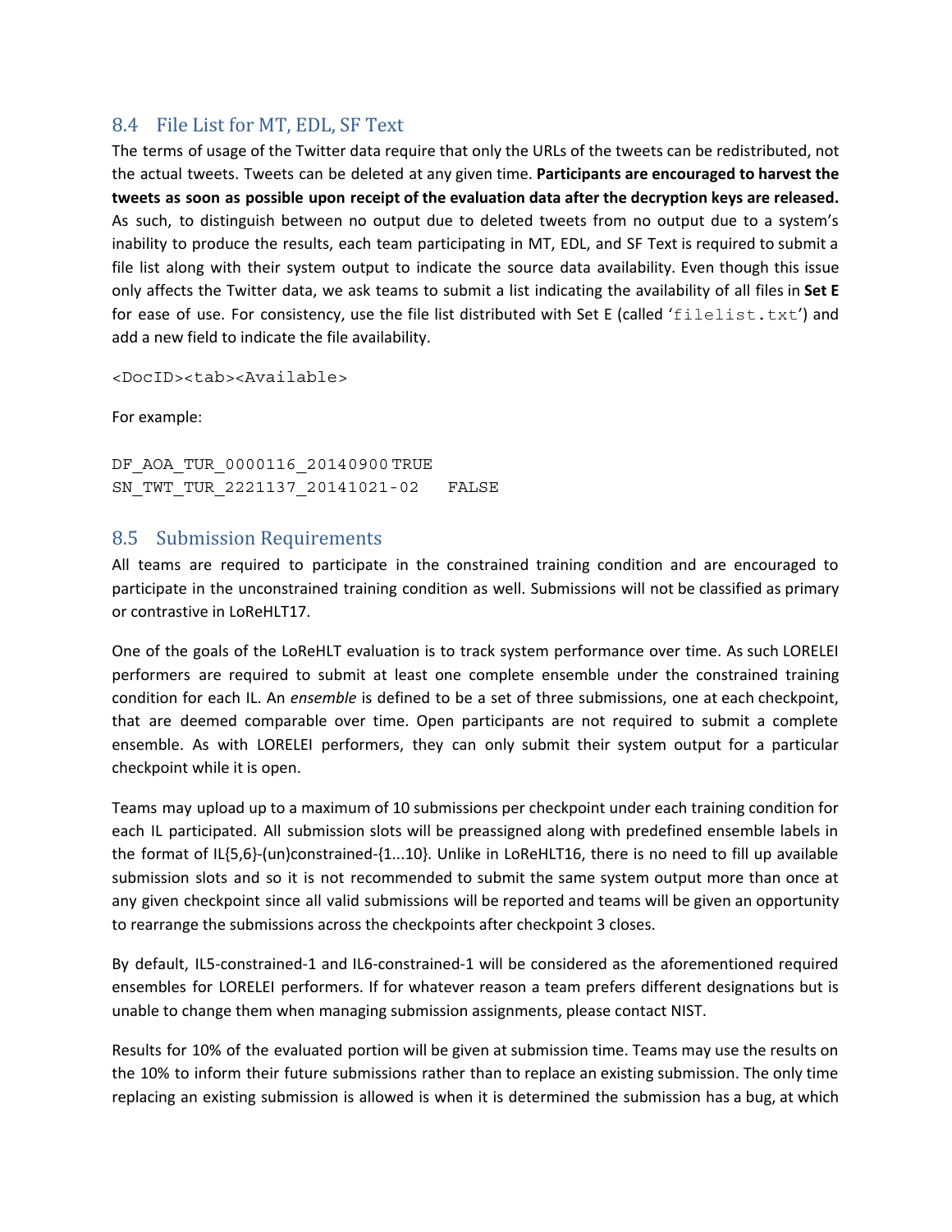## 8.4 File List for MT, EDL, SF Text

The terms of usage of the Twitter data require that only the URLs of the tweets can be redistributed, not the actual tweets. Tweets can be deleted at any given time. **Participants are encouraged to harvest the tweets as soon as possible upon receipt of the evaluation data after the decryption keys are released.** As such, to distinguish between no output due to deleted tweets from no output due to a system's inability to produce the results, each team participating in MT, EDL, and SF Text is required to submit a file list along with their system output to indicate the source data availability. Even though this issue only affects the Twitter data, we ask teams to submit a list indicating the availability of all files in **Set E** for ease of use. For consistency, use the file list distributed with Set E (called '`filelist.txt`') and add a new field to indicate the file availability.

```
<DocID><tab><Available>
```

For example:

```
DF_AOA_TUR_0000116_20140900	TRUE
SN_TWT_TUR_2221137_20141021-02	FALSE
```

## 8.5 Submission Requirements

All teams are required to participate in the constrained training condition and are encouraged to participate in the unconstrained training condition as well. Submissions will not be classified as primary or contrastive in LoReHLT17.

One of the goals of the LoReHLT evaluation is to track system performance over time. As such LORELEI performers are required to submit at least one complete ensemble under the constrained training condition for each IL. An *ensemble* is defined to be a set of three submissions, one at each checkpoint, that are deemed comparable over time. Open participants are not required to submit a complete ensemble. As with LORELEI performers, they can only submit their system output for a particular checkpoint while it is open.

Teams may upload up to a maximum of 10 submissions per checkpoint under each training condition for each IL participated. All submission slots will be preassigned along with predefined ensemble labels in the format of IL{5,6}-(un)constrained-{1...10}. Unlike in LoReHLT16, there is no need to fill up available submission slots and so it is not recommended to submit the same system output more than once at any given checkpoint since all valid submissions will be reported and teams will be given an opportunity to rearrange the submissions across the checkpoints after checkpoint 3 closes.

By default, IL5-constrained-1 and IL6-constrained-1 will be considered as the aforementioned required ensembles for LORELEI performers. If for whatever reason a team prefers different designations but is unable to change them when managing submission assignments, please contact NIST.

Results for 10% of the evaluated portion will be given at submission time. Teams may use the results on the 10% to inform their future submissions rather than to replace an existing submission. The only time replacing an existing submission is allowed is when it is determined the submission has a bug, at which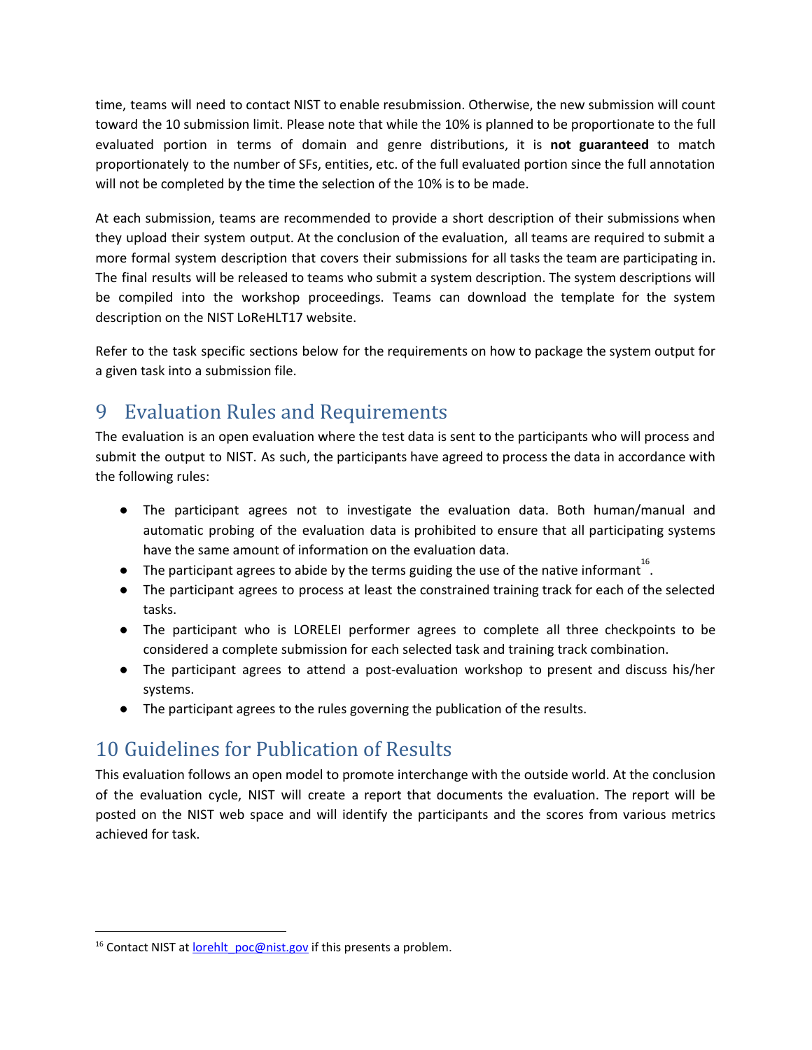time, teams will need to contact NIST to enable resubmission. Otherwise, the new submission will count toward the 10 submission limit. Please note that while the 10% is planned to be proportionate to the full evaluated portion in terms of domain and genre distributions, it is **not guaranteed** to match proportionately to the number of SFs, entities, etc. of the full evaluated portion since the full annotation will not be completed by the time the selection of the 10% is to be made.

At each submission, teams are recommended to provide a short description of their submissions when they upload their system output. At the conclusion of the evaluation, all teams are required to submit a more formal system description that covers their submissions for all tasks the team are participating in. The final results will be released to teams who submit a system description. The system descriptions will be compiled into the workshop proceedings. Teams can download the template for the system description on the NIST LoReHLT17 website.

Refer to the task specific sections below for the requirements on how to package the system output for a given task into a submission file.

# 9 Evaluation Rules and Requirements

The evaluation is an open evaluation where the test data is sent to the participants who will process and submit the output to NIST. As such, the participants have agreed to process the data in accordance with the following rules:

- The participant agrees not to investigate the evaluation data. Both human/manual and automatic probing of the evaluation data is prohibited to ensure that all participating systems have the same amount of information on the evaluation data.
- The participant agrees to abide by the terms guiding the use of the native informant[16].
- The participant agrees to process at least the constrained training track for each of the selected tasks.
- The participant who is LORELEI performer agrees to complete all three checkpoints to be considered a complete submission for each selected task and training track combination.
- The participant agrees to attend a post-evaluation workshop to present and discuss his/her systems.
- The participant agrees to the rules governing the publication of the results.

# 10 Guidelines for Publication of Results

This evaluation follows an open model to promote interchange with the outside world. At the conclusion of the evaluation cycle, NIST will create a report that documents the evaluation. The report will be posted on the NIST web space and will identify the participants and the scores from various metrics achieved for task.

[16] Contact NIST at lorehlt_poc@nist.gov if this presents a problem.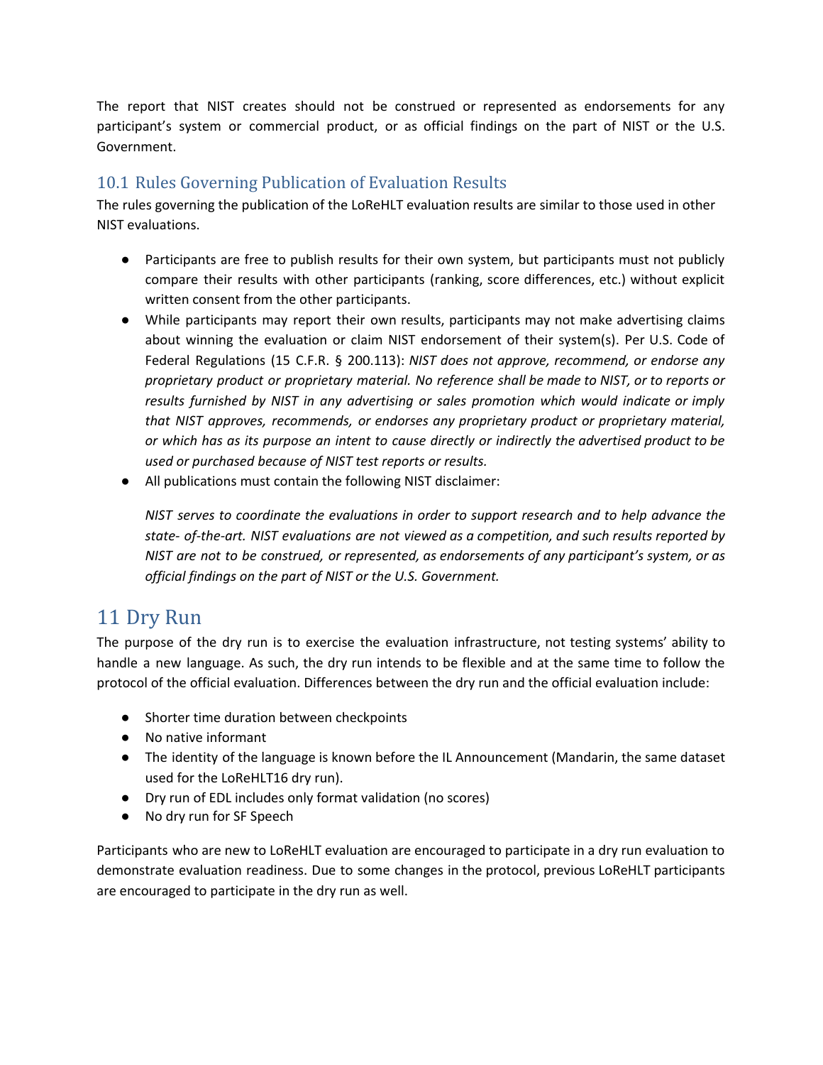The report that NIST creates should not be construed or represented as endorsements for any participant's system or commercial product, or as official findings on the part of NIST or the U.S. Government.

### 10.1 Rules Governing Publication of Evaluation Results

The rules governing the publication of the LoReHLT evaluation results are similar to those used in other NIST evaluations.

- Participants are free to publish results for their own system, but participants must not publicly compare their results with other participants (ranking, score differences, etc.) without explicit written consent from the other participants.
- While participants may report their own results, participants may not make advertising claims about winning the evaluation or claim NIST endorsement of their system(s). Per U.S. Code of Federal Regulations (15 C.F.R. § 200.113): *NIST does not approve, recommend, or endorse any proprietary product or proprietary material. No reference shall be made to NIST, or to reports or results furnished by NIST in any advertising or sales promotion which would indicate or imply that NIST approves, recommends, or endorses any proprietary product or proprietary material, or which has as its purpose an intent to cause directly or indirectly the advertised product to be used or purchased because of NIST test reports or results.*
- All publications must contain the following NIST disclaimer:

  *NIST serves to coordinate the evaluations in order to support research and to help advance the state- of-the-art. NIST evaluations are not viewed as a competition, and such results reported by NIST are not to be construed, or represented, as endorsements of any participant's system, or as official findings on the part of NIST or the U.S. Government.*

## 11 Dry Run

The purpose of the dry run is to exercise the evaluation infrastructure, not testing systems' ability to handle a new language. As such, the dry run intends to be flexible and at the same time to follow the protocol of the official evaluation. Differences between the dry run and the official evaluation include:

- Shorter time duration between checkpoints
- No native informant
- The identity of the language is known before the IL Announcement (Mandarin, the same dataset used for the LoReHLT16 dry run).
- Dry run of EDL includes only format validation (no scores)
- No dry run for SF Speech

Participants who are new to LoReHLT evaluation are encouraged to participate in a dry run evaluation to demonstrate evaluation readiness. Due to some changes in the protocol, previous LoReHLT participants are encouraged to participate in the dry run as well.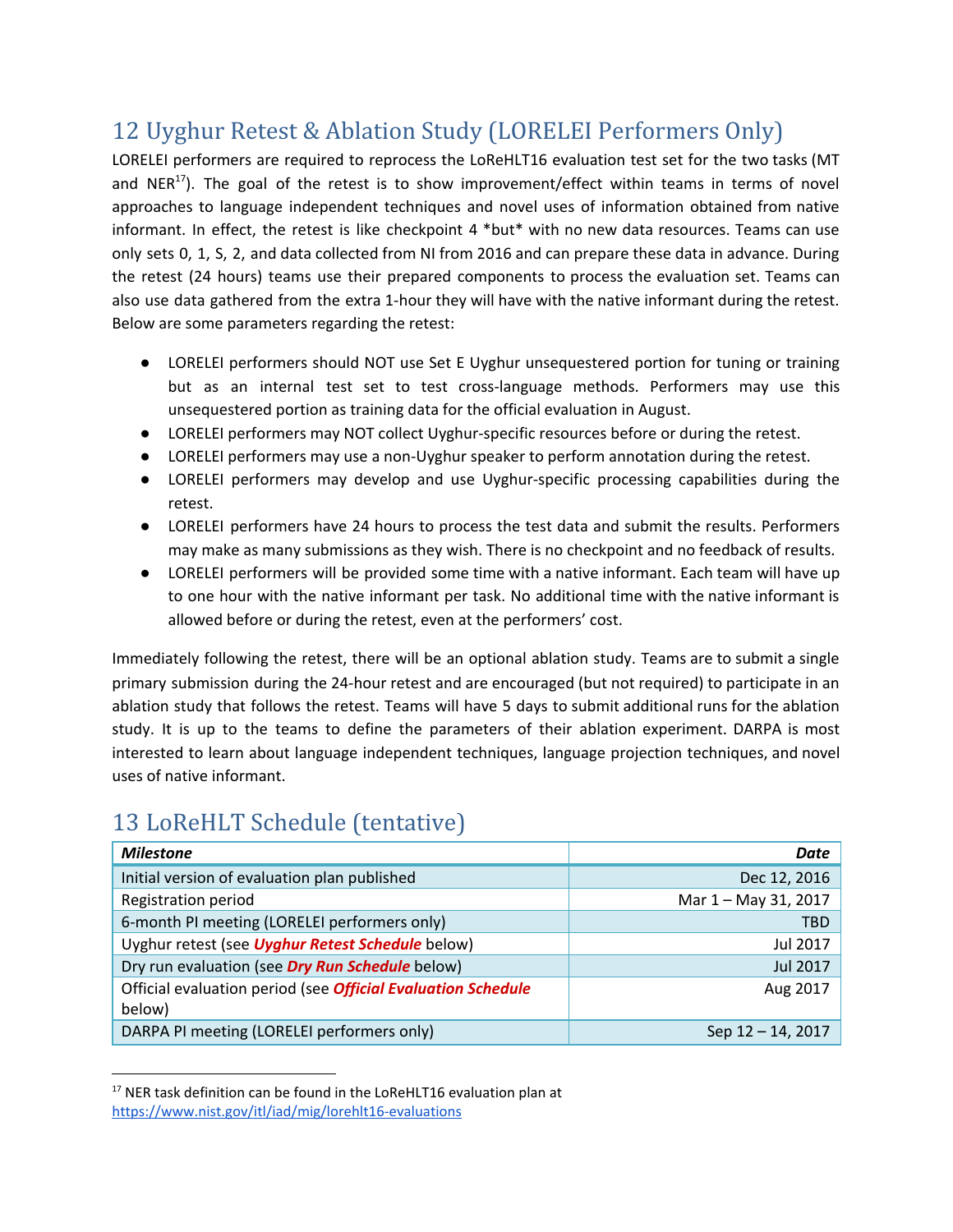# 12 Uyghur Retest & Ablation Study (LORELEI Performers Only)

LORELEI performers are required to reprocess the LoReHLT16 evaluation test set for the two tasks (MT and NER[17]). The goal of the retest is to show improvement/effect within teams in terms of novel approaches to language independent techniques and novel uses of information obtained from native informant. In effect, the retest is like checkpoint 4 *but* with no new data resources. Teams can use only sets 0, 1, S, 2, and data collected from NI from 2016 and can prepare these data in advance. During the retest (24 hours) teams use their prepared components to process the evaluation set. Teams can also use data gathered from the extra 1-hour they will have with the native informant during the retest. Below are some parameters regarding the retest:

- LORELEI performers should NOT use Set E Uyghur unsequestered portion for tuning or training but as an internal test set to test cross-language methods. Performers may use this unsequestered portion as training data for the official evaluation in August.
- LORELEI performers may NOT collect Uyghur-specific resources before or during the retest.
- LORELEI performers may use a non-Uyghur speaker to perform annotation during the retest.
- LORELEI performers may develop and use Uyghur-specific processing capabilities during the retest.
- LORELEI performers have 24 hours to process the test data and submit the results. Performers may make as many submissions as they wish. There is no checkpoint and no feedback of results.
- LORELEI performers will be provided some time with a native informant. Each team will have up to one hour with the native informant per task. No additional time with the native informant is allowed before or during the retest, even at the performers' cost.

Immediately following the retest, there will be an optional ablation study. Teams are to submit a single primary submission during the 24-hour retest and are encouraged (but not required) to participate in an ablation study that follows the retest. Teams will have 5 days to submit additional runs for the ablation study. It is up to the teams to define the parameters of their ablation experiment. DARPA is most interested to learn about language independent techniques, language projection techniques, and novel uses of native informant.

# 13 LoReHLT Schedule (tentative)

| *Milestone* | *Date* |
|---|---|
| Initial version of evaluation plan published | Dec 12, 2016 |
| Registration period | Mar 1 – May 31, 2017 |
| 6-month PI meeting (LORELEI performers only) | TBD |
| Uyghur retest (see ***Uyghur Retest Schedule*** below) | Jul 2017 |
| Dry run evaluation (see ***Dry Run Schedule*** below) | Jul 2017 |
| Official evaluation period (see ***Official Evaluation Schedule*** below) | Aug 2017 |
| DARPA PI meeting (LORELEI performers only) | Sep 12 – 14, 2017 |

[17] NER task definition can be found in the LoReHLT16 evaluation plan at https://www.nist.gov/itl/iad/mig/lorehlt16-evaluations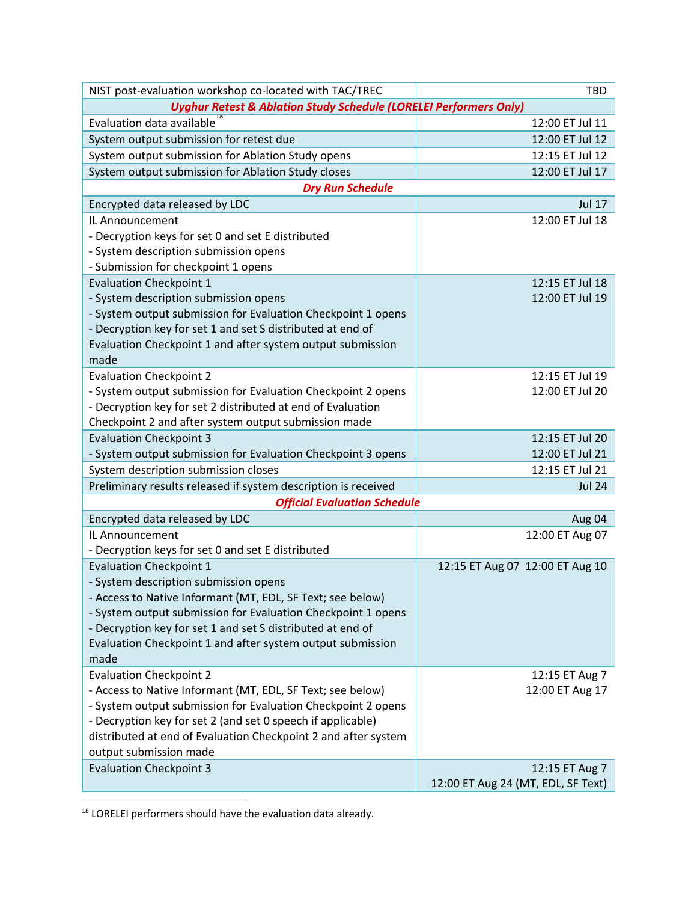| | |
|---|---|
| NIST post-evaluation workshop co-located with TAC/TREC | TBD |
| ***Uyghur Retest & Ablation Study Schedule (LORELEI Performers Only)*** | |
| Evaluation data available[18] | 12:00 ET Jul 11 |
| System output submission for retest due | 12:00 ET Jul 12 |
| System output submission for Ablation Study opens | 12:15 ET Jul 12 |
| System output submission for Ablation Study closes | 12:00 ET Jul 17 |
| ***Dry Run Schedule*** | |
| Encrypted data released by LDC | Jul 17 |
| IL Announcement<br>- Decryption keys for set 0 and set E distributed<br>- System description submission opens<br>- Submission for checkpoint 1 opens | 12:00 ET Jul 18 |
| Evaluation Checkpoint 1<br>- System description submission opens<br>- System output submission for Evaluation Checkpoint 1 opens<br>- Decryption key for set 1 and set S distributed at end of Evaluation Checkpoint 1 and after system output submission made | 12:15 ET Jul 18<br>12:00 ET Jul 19 |
| Evaluation Checkpoint 2<br>- System output submission for Evaluation Checkpoint 2 opens<br>- Decryption key for set 2 distributed at end of Evaluation Checkpoint 2 and after system output submission made | 12:15 ET Jul 19<br>12:00 ET Jul 20 |
| Evaluation Checkpoint 3<br>- System output submission for Evaluation Checkpoint 3 opens | 12:15 ET Jul 20<br>12:00 ET Jul 21 |
| System description submission closes | 12:15 ET Jul 21 |
| Preliminary results released if system description is received | Jul 24 |
| ***Official Evaluation Schedule*** | |
| Encrypted data released by LDC | Aug 04 |
| IL Announcement<br>- Decryption keys for set 0 and set E distributed | 12:00 ET Aug 07 |
| Evaluation Checkpoint 1<br>- System description submission opens<br>- Access to Native Informant (MT, EDL, SF Text; see below)<br>- System output submission for Evaluation Checkpoint 1 opens<br>- Decryption key for set 1 and set S distributed at end of Evaluation Checkpoint 1 and after system output submission made | 12:15 ET Aug 07 12:00 ET Aug 10 |
| Evaluation Checkpoint 2<br>- Access to Native Informant (MT, EDL, SF Text; see below)<br>- System output submission for Evaluation Checkpoint 2 opens<br>- Decryption key for set 2 (and set 0 speech if applicable) distributed at end of Evaluation Checkpoint 2 and after system output submission made | 12:15 ET Aug 7<br>12:00 ET Aug 17 |
| Evaluation Checkpoint 3 | 12:15 ET Aug 7<br>12:00 ET Aug 24 (MT, EDL, SF Text) |

[18] LORELEI performers should have the evaluation data already.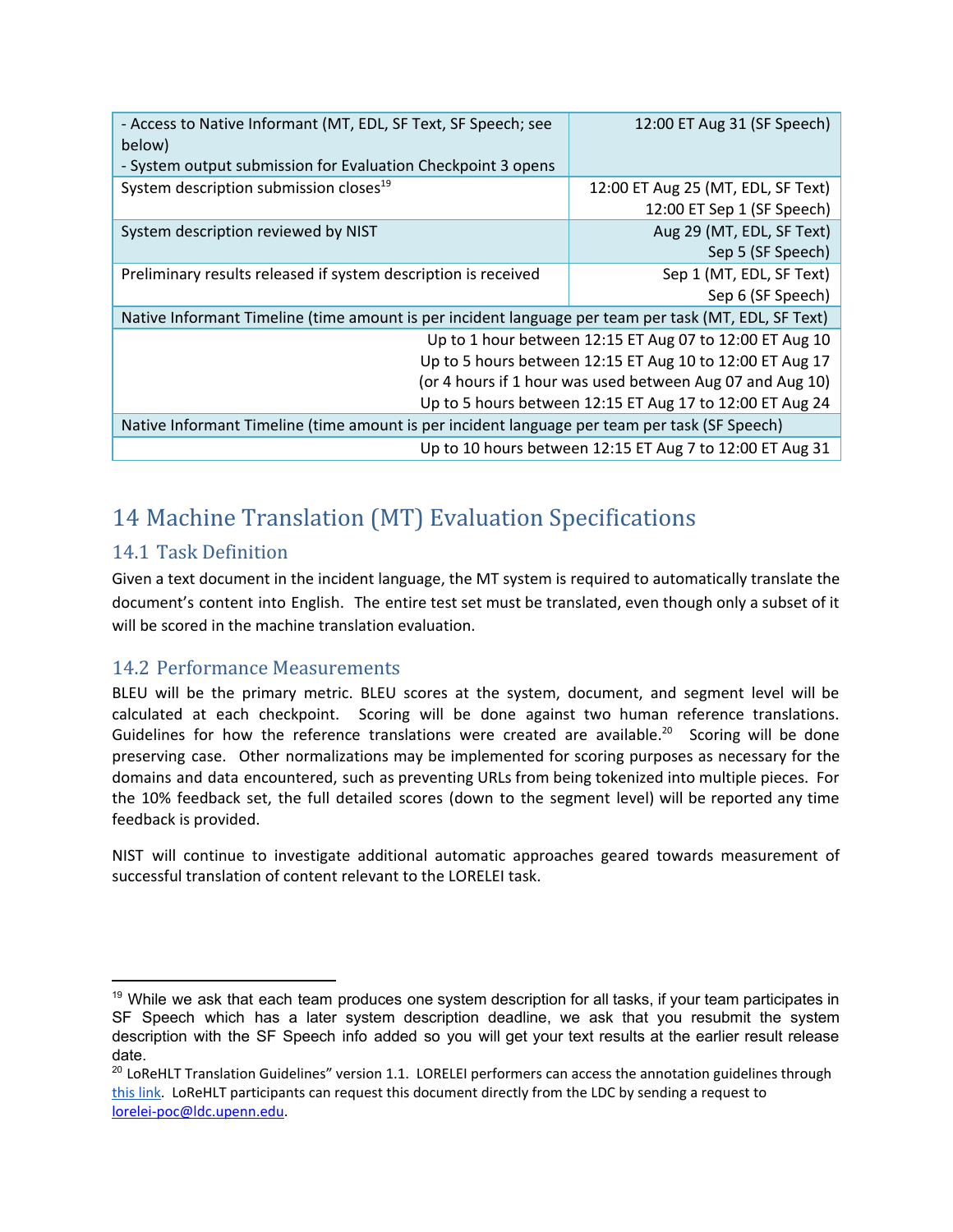| | |
|---|---|
| - Access to Native Informant (MT, EDL, SF Text, SF Speech; see below)<br>- System output submission for Evaluation Checkpoint 3 opens | 12:00 ET Aug 31 (SF Speech) |
| System description submission closes[19] | 12:00 ET Aug 25 (MT, EDL, SF Text)<br>12:00 ET Sep 1 (SF Speech) |
| System description reviewed by NIST | Aug 29 (MT, EDL, SF Text)<br>Sep 5 (SF Speech) |
| Preliminary results released if system description is received | Sep 1 (MT, EDL, SF Text)<br>Sep 6 (SF Speech) |
| Native Informant Timeline (time amount is per incident language per team per task (MT, EDL, SF Text) | |
| | Up to 1 hour between 12:15 ET Aug 07 to 12:00 ET Aug 10<br>Up to 5 hours between 12:15 ET Aug 10 to 12:00 ET Aug 17<br>(or 4 hours if 1 hour was used between Aug 07 and Aug 10)<br>Up to 5 hours between 12:15 ET Aug 17 to 12:00 ET Aug 24 |
| Native Informant Timeline (time amount is per incident language per team per task (SF Speech) | |
| | Up to 10 hours between 12:15 ET Aug 7 to 12:00 ET Aug 31 |

# 14 Machine Translation (MT) Evaluation Specifications

## 14.1 Task Definition

Given a text document in the incident language, the MT system is required to automatically translate the document's content into English. The entire test set must be translated, even though only a subset of it will be scored in the machine translation evaluation.

## 14.2 Performance Measurements

BLEU will be the primary metric. BLEU scores at the system, document, and segment level will be calculated at each checkpoint. Scoring will be done against two human reference translations. Guidelines for how the reference translations were created are available.[20] Scoring will be done preserving case. Other normalizations may be implemented for scoring purposes as necessary for the domains and data encountered, such as preventing URLs from being tokenized into multiple pieces. For the 10% feedback set, the full detailed scores (down to the segment level) will be reported any time feedback is provided.

NIST will continue to investigate additional automatic approaches geared towards measurement of successful translation of content relevant to the LORELEI task.

---

[19] While we ask that each team produces one system description for all tasks, if your team participates in SF Speech which has a later system description deadline, we ask that you resubmit the system description with the SF Speech info added so you will get your text results at the earlier result release date.

[20] LoReHLT Translation Guidelines" version 1.1. LORELEI performers can access the annotation guidelines through this link. LoReHLT participants can request this document directly from the LDC by sending a request to lorelei-poc@ldc.upenn.edu.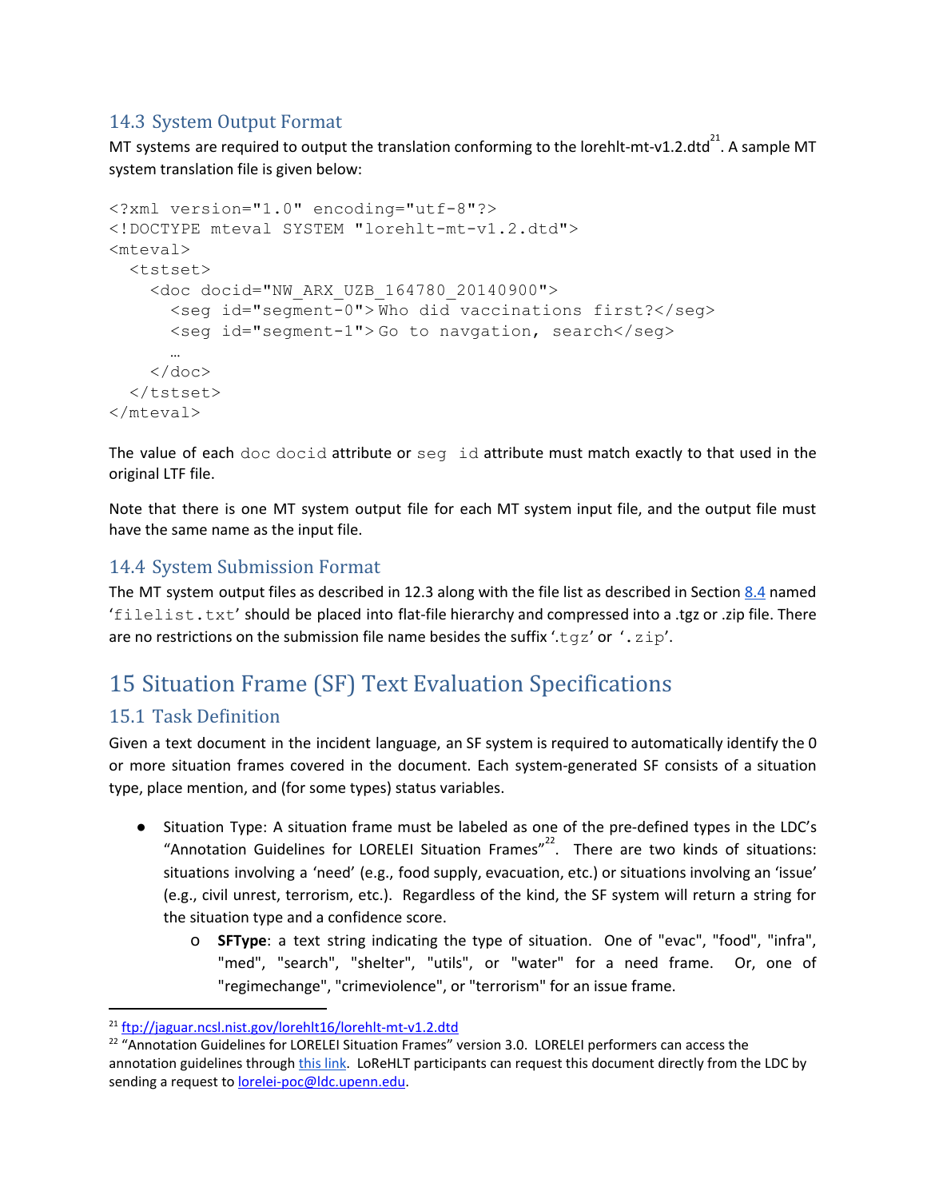## 14.3 System Output Format

MT systems are required to output the translation conforming to the lorehlt-mt-v1.2.dtd[21]. A sample MT system translation file is given below:

```
<?xml version="1.0" encoding="utf-8"?>
<!DOCTYPE mteval SYSTEM "lorehlt-mt-v1.2.dtd">
<mteval>
  <tstset>
    <doc docid="NW_ARX_UZB_164780_20140900">
      <seg id="segment-0">Who did vaccinations first?</seg>
      <seg id="segment-1">Go to navgation, search</seg>
      …
    </doc>
  </tstset>
</mteval>
```

The value of each `doc docid` attribute or `seg id` attribute must match exactly to that used in the original LTF file.

Note that there is one MT system output file for each MT system input file, and the output file must have the same name as the input file.

## 14.4 System Submission Format

The MT system output files as described in 12.3 along with the file list as described in Section 8.4 named '`filelist.txt`' should be placed into flat-file hierarchy and compressed into a .tgz or .zip file. There are no restrictions on the submission file name besides the suffix '`.tgz`' or '`.zip`'.

# 15 Situation Frame (SF) Text Evaluation Specifications

## 15.1 Task Definition

Given a text document in the incident language, an SF system is required to automatically identify the 0 or more situation frames covered in the document. Each system-generated SF consists of a situation type, place mention, and (for some types) status variables.

- Situation Type: A situation frame must be labeled as one of the pre-defined types in the LDC's "Annotation Guidelines for LORELEI Situation Frames"[22]. There are two kinds of situations: situations involving a 'need' (e.g., food supply, evacuation, etc.) or situations involving an 'issue' (e.g., civil unrest, terrorism, etc.). Regardless of the kind, the SF system will return a string for the situation type and a confidence score.
    - **SFType**: a text string indicating the type of situation. One of "evac", "food", "infra", "med", "search", "shelter", "utils", or "water" for a need frame. Or, one of "regimechange", "crimeviolence", or "terrorism" for an issue frame.

---

[21] ftp://jaguar.ncsl.nist.gov/lorehlt16/lorehlt-mt-v1.2.dtd

[22] "Annotation Guidelines for LORELEI Situation Frames" version 3.0. LORELEI performers can access the annotation guidelines through this link. LoReHLT participants can request this document directly from the LDC by sending a request to lorelei-poc@ldc.upenn.edu.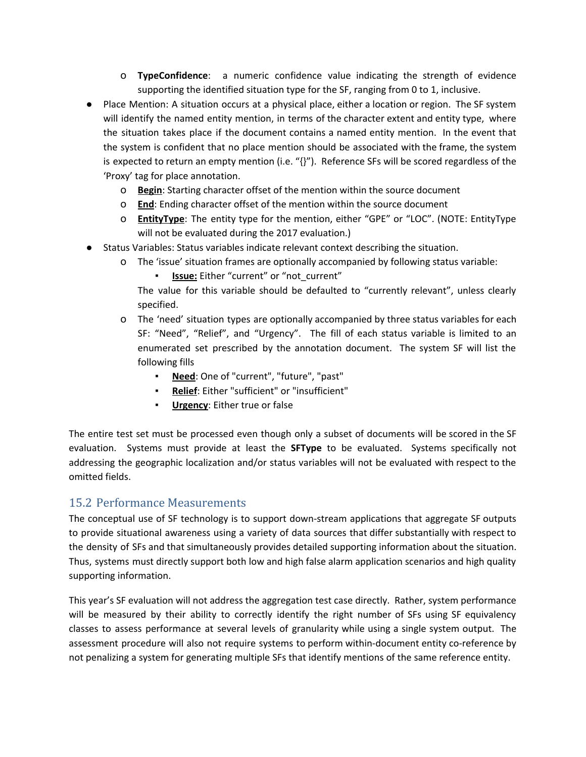- **TypeConfidence**: a numeric confidence value indicating the strength of evidence supporting the identified situation type for the SF, ranging from 0 to 1, inclusive.
- Place Mention: A situation occurs at a physical place, either a location or region. The SF system will identify the named entity mention, in terms of the character extent and entity type, where the situation takes place if the document contains a named entity mention. In the event that the system is confident that no place mention should be associated with the frame, the system is expected to return an empty mention (i.e. "{}"). Reference SFs will be scored regardless of the 'Proxy' tag for place annotation.
   - **<u>Begin</u>**: Starting character offset of the mention within the source document
   - **<u>End</u>**: Ending character offset of the mention within the source document
   - **<u>EntityType</u>**: The entity type for the mention, either "GPE" or "LOC". (NOTE: EntityType will not be evaluated during the 2017 evaluation.)
- Status Variables: Status variables indicate relevant context describing the situation.
   - The 'issue' situation frames are optionally accompanied by following status variable:
      - **<u>Issue:</u>** Either "current" or "not_current"

     The value for this variable should be defaulted to "currently relevant", unless clearly specified.
   - The 'need' situation types are optionally accompanied by three status variables for each SF: "Need", "Relief", and "Urgency". The fill of each status variable is limited to an enumerated set prescribed by the annotation document. The system SF will list the following fills
      - **<u>Need</u>**: One of "current", "future", "past"
      - **<u>Relief</u>**: Either "sufficient" or "insufficient"
      - **<u>Urgency</u>**: Either true or false

The entire test set must be processed even though only a subset of documents will be scored in the SF evaluation. Systems must provide at least the **SFType** to be evaluated. Systems specifically not addressing the geographic localization and/or status variables will not be evaluated with respect to the omitted fields.

## 15.2 Performance Measurements

The conceptual use of SF technology is to support down-stream applications that aggregate SF outputs to provide situational awareness using a variety of data sources that differ substantially with respect to the density of SFs and that simultaneously provides detailed supporting information about the situation. Thus, systems must directly support both low and high false alarm application scenarios and high quality supporting information.

This year's SF evaluation will not address the aggregation test case directly. Rather, system performance will be measured by their ability to correctly identify the right number of SFs using SF equivalency classes to assess performance at several levels of granularity while using a single system output. The assessment procedure will also not require systems to perform within-document entity co-reference by not penalizing a system for generating multiple SFs that identify mentions of the same reference entity.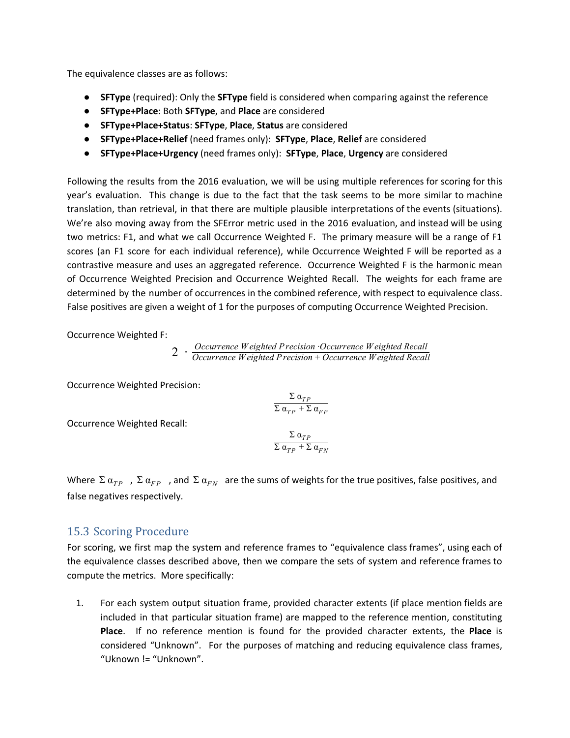The equivalence classes are as follows:

- **SFType** (required): Only the **SFType** field is considered when comparing against the reference
- **SFType+Place**: Both **SFType**, and **Place** are considered
- **SFType+Place+Status**: **SFType**, **Place**, **Status** are considered
- **SFType+Place+Relief** (need frames only): **SFType**, **Place**, **Relief** are considered
- **SFType+Place+Urgency** (need frames only): **SFType**, **Place**, **Urgency** are considered

Following the results from the 2016 evaluation, we will be using multiple references for scoring for this year's evaluation. This change is due to the fact that the task seems to be more similar to machine translation, than retrieval, in that there are multiple plausible interpretations of the events (situations). We're also moving away from the SFError metric used in the 2016 evaluation, and instead will be using two metrics: F1, and what we call Occurrence Weighted F. The primary measure will be a range of F1 scores (an F1 score for each individual reference), while Occurrence Weighted F will be reported as a contrastive measure and uses an aggregated reference. Occurrence Weighted F is the harmonic mean of Occurrence Weighted Precision and Occurrence Weighted Recall. The weights for each frame are determined by the number of occurrences in the combined reference, with respect to equivalence class. False positives are given a weight of 1 for the purposes of computing Occurrence Weighted Precision.

Occurrence Weighted F:

$$2 \cdot \frac{Occurrence\ Weighted\ Precision \cdot Occurrence\ Weighted\ Recall}{Occurrence\ Weighted\ Precision + Occurrence\ Weighted\ Recall}$$

Occurrence Weighted Precision:

$$\frac{\Sigma\, \alpha_{TP}}{\Sigma\, \alpha_{TP} + \Sigma\, \alpha_{FP}}$$

Occurrence Weighted Recall:

$$\frac{\Sigma\, \alpha_{TP}}{\Sigma\, \alpha_{TP} + \Sigma\, \alpha_{FN}}$$

Where $\Sigma\, \alpha_{TP}$ , $\Sigma\, \alpha_{FP}$ , and $\Sigma\, \alpha_{FN}$ are the sums of weights for the true positives, false positives, and false negatives respectively.

## 15.3 Scoring Procedure

For scoring, we first map the system and reference frames to "equivalence class frames", using each of the equivalence classes described above, then we compare the sets of system and reference frames to compute the metrics. More specifically:

1. For each system output situation frame, provided character extents (if place mention fields are included in that particular situation frame) are mapped to the reference mention, constituting **Place**. If no reference mention is found for the provided character extents, the **Place** is considered "Unknown". For the purposes of matching and reducing equivalence class frames, "Uknown != "Unknown".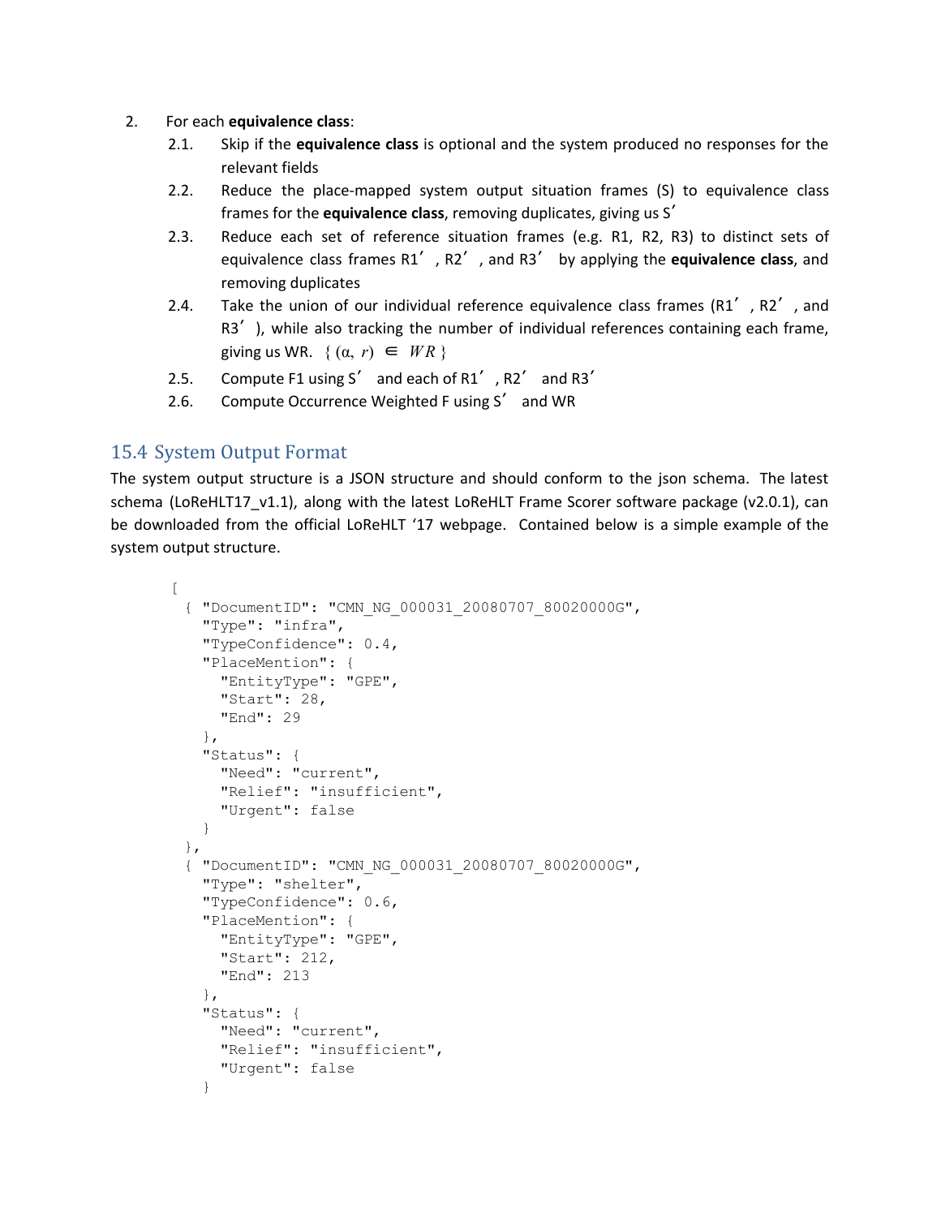2. For each **equivalence class**:
   - 2.1. Skip if the **equivalence class** is optional and the system produced no responses for the relevant fields
   - 2.2. Reduce the place-mapped system output situation frames (S) to equivalence class frames for the **equivalence class**, removing duplicates, giving us S′
   - 2.3. Reduce each set of reference situation frames (e.g. R1, R2, R3) to distinct sets of equivalence class frames R1′, R2′, and R3′ by applying the **equivalence class**, and removing duplicates
   - 2.4. Take the union of our individual reference equivalence class frames (R1′, R2′, and R3′), while also tracking the number of individual references containing each frame, giving us WR. $\{ (\alpha, r) \in WR \}$
   - 2.5. Compute F1 using S′ and each of R1′, R2′ and R3′
   - 2.6. Compute Occurrence Weighted F using S′ and WR

## 15.4 System Output Format

The system output structure is a JSON structure and should conform to the json schema. The latest schema (LoReHLT17_v1.1), along with the latest LoReHLT Frame Scorer software package (v2.0.1), can be downloaded from the official LoReHLT '17 webpage. Contained below is a simple example of the system output structure.

```
[
  { "DocumentID": "CMN_NG_000031_20080707_80020000G",
    "Type": "infra",
    "TypeConfidence": 0.4,
    "PlaceMention": {
      "EntityType": "GPE",
      "Start": 28,
      "End": 29
    },
    "Status": {
      "Need": "current",
      "Relief": "insufficient",
      "Urgent": false
    }
  },
  { "DocumentID": "CMN_NG_000031_20080707_80020000G",
    "Type": "shelter",
    "TypeConfidence": 0.6,
    "PlaceMention": {
      "EntityType": "GPE",
      "Start": 212,
      "End": 213
    },
    "Status": {
      "Need": "current",
      "Relief": "insufficient",
      "Urgent": false
    }
```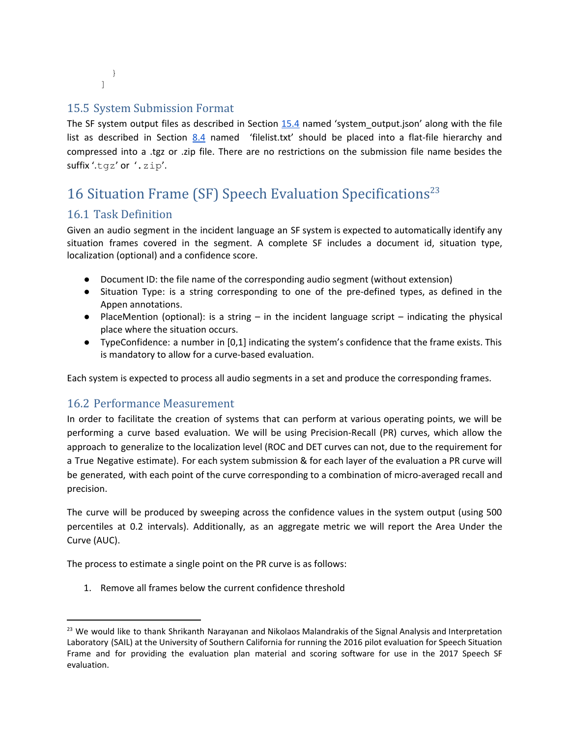```
    }
]
```

## 15.5 System Submission Format

The SF system output files as described in Section 15.4 named 'system_output.json' along with the file list as described in Section 8.4 named 'filelist.txt' should be placed into a flat-file hierarchy and compressed into a .tgz or .zip file. There are no restrictions on the submission file name besides the suffix '.tgz' or '.zip'.

# 16 Situation Frame (SF) Speech Evaluation Specifications[23]

## 16.1 Task Definition

Given an audio segment in the incident language an SF system is expected to automatically identify any situation frames covered in the segment. A complete SF includes a document id, situation type, localization (optional) and a confidence score.

- Document ID: the file name of the corresponding audio segment (without extension)
- Situation Type: is a string corresponding to one of the pre-defined types, as defined in the Appen annotations.
- PlaceMention (optional): is a string – in the incident language script – indicating the physical place where the situation occurs.
- TypeConfidence: a number in [0,1] indicating the system's confidence that the frame exists. This is mandatory to allow for a curve-based evaluation.

Each system is expected to process all audio segments in a set and produce the corresponding frames.

## 16.2 Performance Measurement

In order to facilitate the creation of systems that can perform at various operating points, we will be performing a curve based evaluation. We will be using Precision-Recall (PR) curves, which allow the approach to generalize to the localization level (ROC and DET curves can not, due to the requirement for a True Negative estimate). For each system submission & for each layer of the evaluation a PR curve will be generated, with each point of the curve corresponding to a combination of micro-averaged recall and precision.

The curve will be produced by sweeping across the confidence values in the system output (using 500 percentiles at 0.2 intervals). Additionally, as an aggregate metric we will report the Area Under the Curve (AUC).

The process to estimate a single point on the PR curve is as follows:

1. Remove all frames below the current confidence threshold

[23] We would like to thank Shrikanth Narayanan and Nikolaos Malandrakis of the Signal Analysis and Interpretation Laboratory (SAIL) at the University of Southern California for running the 2016 pilot evaluation for Speech Situation Frame and for providing the evaluation plan material and scoring software for use in the 2017 Speech SF evaluation.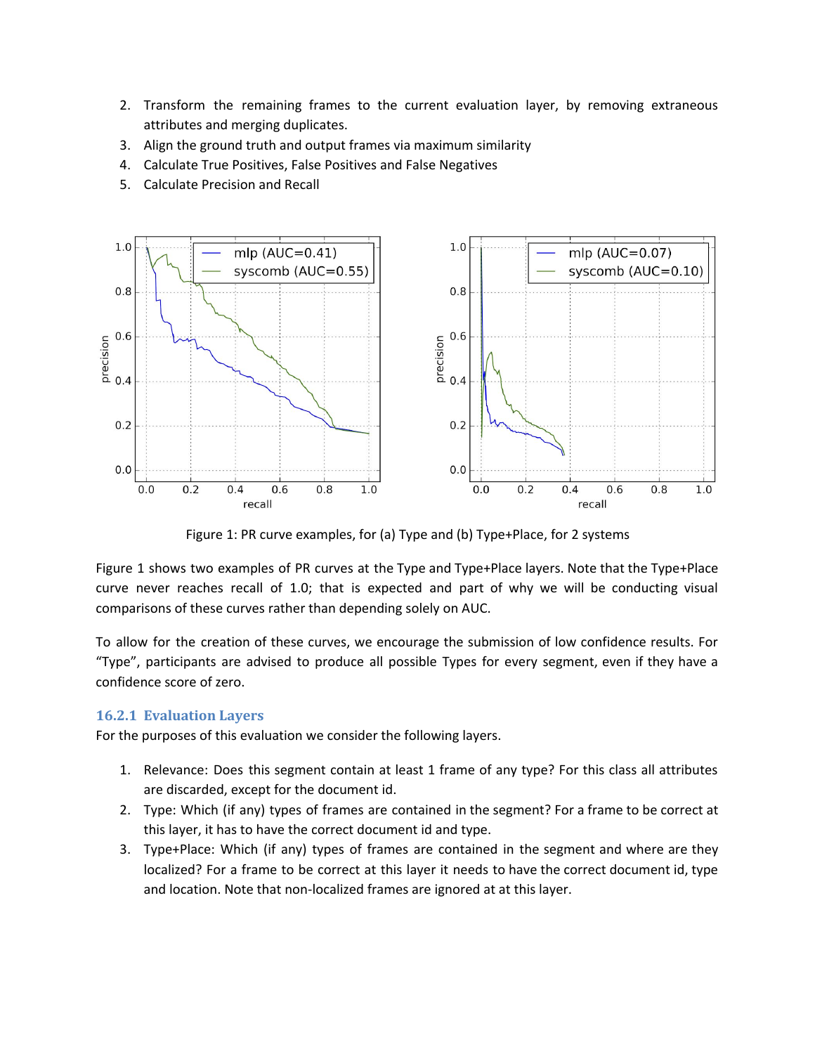2. Transform the remaining frames to the current evaluation layer, by removing extraneous attributes and merging duplicates.
3. Align the ground truth and output frames via maximum similarity
4. Calculate True Positives, False Positives and False Negatives
5. Calculate Precision and Recall

Figure 1: PR curve examples, for (a) Type and (b) Type+Place, for 2 systems

Figure 1 shows two examples of PR curves at the Type and Type+Place layers. Note that the Type+Place curve never reaches recall of 1.0; that is expected and part of why we will be conducting visual comparisons of these curves rather than depending solely on AUC.

To allow for the creation of these curves, we encourage the submission of low confidence results. For "Type", participants are advised to produce all possible Types for every segment, even if they have a confidence score of zero.

### 16.2.1 Evaluation Layers

For the purposes of this evaluation we consider the following layers.

1. Relevance: Does this segment contain at least 1 frame of any type? For this class all attributes are discarded, except for the document id.
2. Type: Which (if any) types of frames are contained in the segment? For a frame to be correct at this layer, it has to have the correct document id and type.
3. Type+Place: Which (if any) types of frames are contained in the segment and where are they localized? For a frame to be correct at this layer it needs to have the correct document id, type and location. Note that non-localized frames are ignored at at this layer.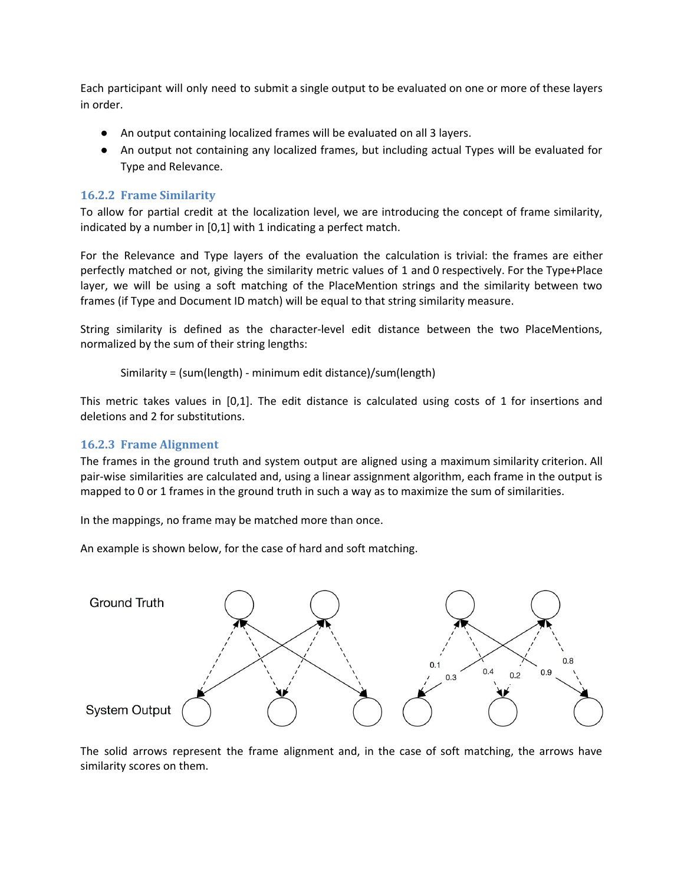Each participant will only need to submit a single output to be evaluated on one or more of these layers in order.

- An output containing localized frames will be evaluated on all 3 layers.
- An output not containing any localized frames, but including actual Types will be evaluated for Type and Relevance.

### 16.2.2 Frame Similarity

To allow for partial credit at the localization level, we are introducing the concept of frame similarity, indicated by a number in [0,1] with 1 indicating a perfect match.

For the Relevance and Type layers of the evaluation the calculation is trivial: the frames are either perfectly matched or not, giving the similarity metric values of 1 and 0 respectively. For the Type+Place layer, we will be using a soft matching of the PlaceMention strings and the similarity between two frames (if Type and Document ID match) will be equal to that string similarity measure.

String similarity is defined as the character-level edit distance between the two PlaceMentions, normalized by the sum of their string lengths:

Similarity = (sum(length) - minimum edit distance)/sum(length)

This metric takes values in [0,1]. The edit distance is calculated using costs of 1 for insertions and deletions and 2 for substitutions.

### 16.2.3 Frame Alignment

The frames in the ground truth and system output are aligned using a maximum similarity criterion. All pair-wise similarities are calculated and, using a linear assignment algorithm, each frame in the output is mapped to 0 or 1 frames in the ground truth in such a way as to maximize the sum of similarities.

In the mappings, no frame may be matched more than once.

An example is shown below, for the case of hard and soft matching.

The solid arrows represent the frame alignment and, in the case of soft matching, the arrows have similarity scores on them.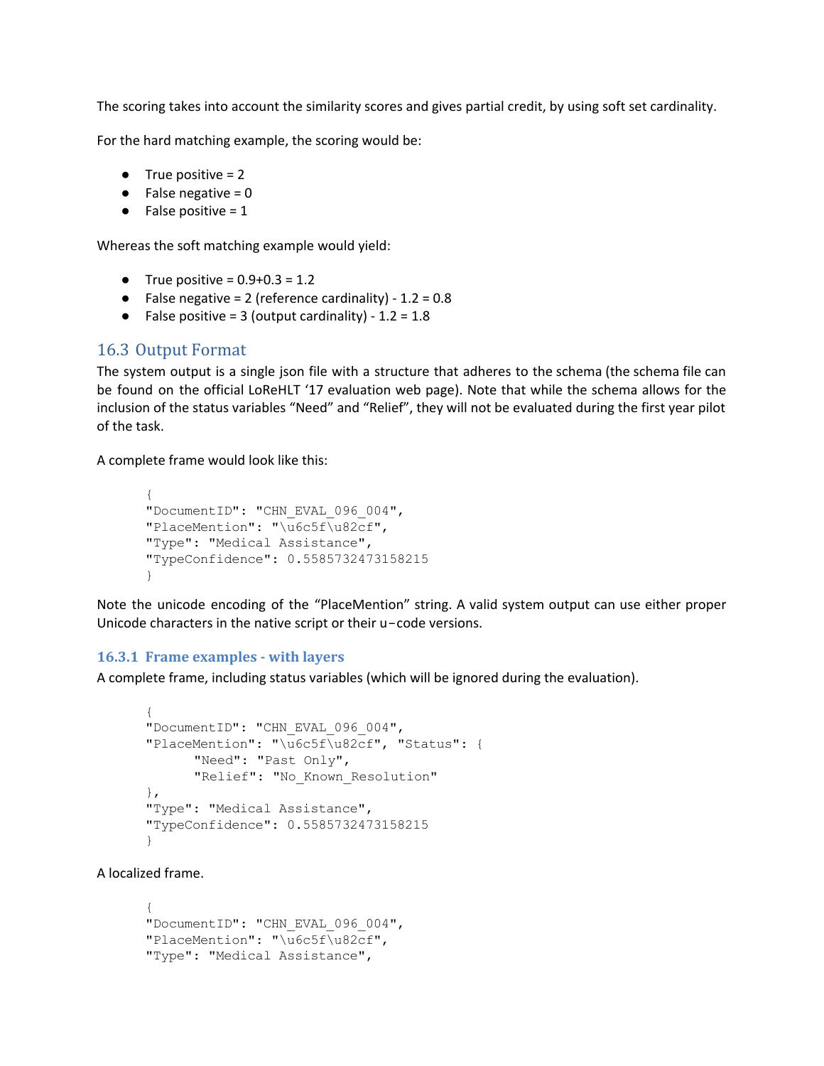The scoring takes into account the similarity scores and gives partial credit, by using soft set cardinality.

For the hard matching example, the scoring would be:

- True positive = 2
- False negative = 0
- False positive = 1

Whereas the soft matching example would yield:

- True positive = 0.9+0.3 = 1.2
- False negative = 2 (reference cardinality) - 1.2 = 0.8
- False positive = 3 (output cardinality) - 1.2 = 1.8

## 16.3 Output Format

The system output is a single json file with a structure that adheres to the schema (the schema file can be found on the official LoReHLT '17 evaluation web page). Note that while the schema allows for the inclusion of the status variables "Need" and "Relief", they will not be evaluated during the first year pilot of the task.

A complete frame would look like this:

```
{
"DocumentID": "CHN_EVAL_096_004",
"PlaceMention": "\u6c5f\u82cf",
"Type": "Medical Assistance",
"TypeConfidence": 0.5585732473158215
}
```

Note the unicode encoding of the "PlaceMention" string. A valid system output can use either proper Unicode characters in the native script or their u−code versions.

### 16.3.1 Frame examples - with layers

A complete frame, including status variables (which will be ignored during the evaluation).

```
{
"DocumentID": "CHN_EVAL_096_004",
"PlaceMention": "\u6c5f\u82cf", "Status": {
      "Need": "Past Only",
      "Relief": "No_Known_Resolution"
},
"Type": "Medical Assistance",
"TypeConfidence": 0.5585732473158215
}
```

A localized frame.

```
{
"DocumentID": "CHN_EVAL_096_004",
"PlaceMention": "\u6c5f\u82cf",
"Type": "Medical Assistance",
```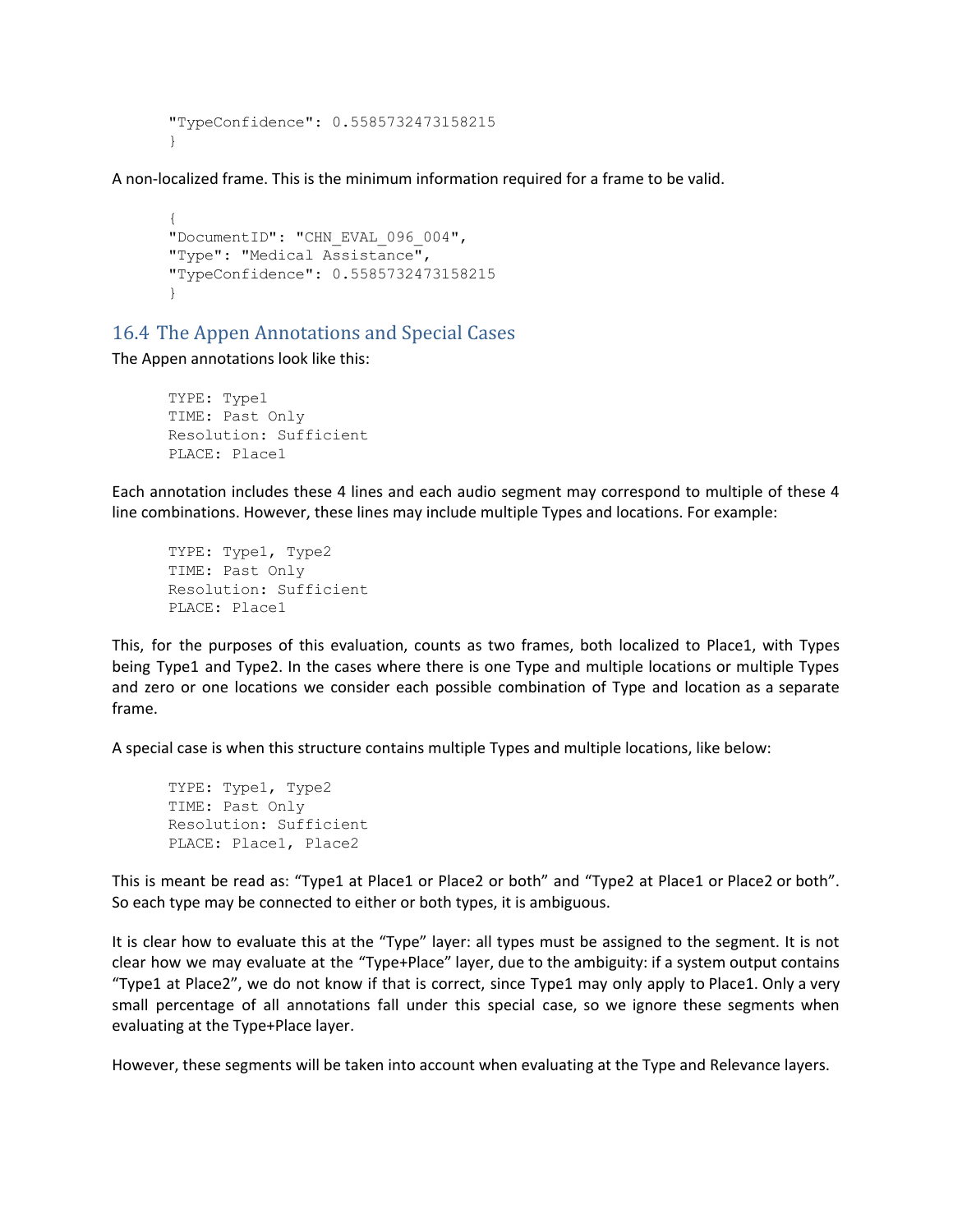```
"TypeConfidence": 0.5585732473158215
}
```

A non-localized frame. This is the minimum information required for a frame to be valid.

```
{
"DocumentID": "CHN_EVAL_096_004",
"Type": "Medical Assistance",
"TypeConfidence": 0.5585732473158215
}
```

## 16.4 The Appen Annotations and Special Cases

The Appen annotations look like this:

```
TYPE: Type1
TIME: Past Only
Resolution: Sufficient
PLACE: Place1
```

Each annotation includes these 4 lines and each audio segment may correspond to multiple of these 4 line combinations. However, these lines may include multiple Types and locations. For example:

```
TYPE: Type1, Type2
TIME: Past Only
Resolution: Sufficient
PLACE: Place1
```

This, for the purposes of this evaluation, counts as two frames, both localized to Place1, with Types being Type1 and Type2. In the cases where there is one Type and multiple locations or multiple Types and zero or one locations we consider each possible combination of Type and location as a separate frame.

A special case is when this structure contains multiple Types and multiple locations, like below:

```
TYPE: Type1, Type2
TIME: Past Only
Resolution: Sufficient
PLACE: Place1, Place2
```

This is meant be read as: "Type1 at Place1 or Place2 or both" and "Type2 at Place1 or Place2 or both". So each type may be connected to either or both types, it is ambiguous.

It is clear how to evaluate this at the "Type" layer: all types must be assigned to the segment. It is not clear how we may evaluate at the "Type+Place" layer, due to the ambiguity: if a system output contains "Type1 at Place2", we do not know if that is correct, since Type1 may only apply to Place1. Only a very small percentage of all annotations fall under this special case, so we ignore these segments when evaluating at the Type+Place layer.

However, these segments will be taken into account when evaluating at the Type and Relevance layers.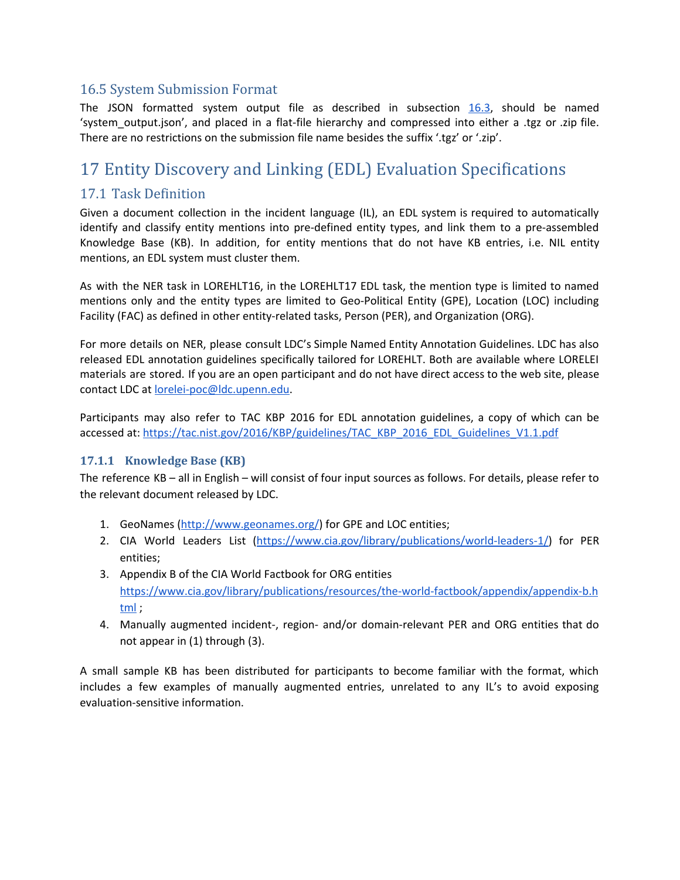## 16.5 System Submission Format

The JSON formatted system output file as described in subsection 16.3, should be named 'system_output.json', and placed in a flat-file hierarchy and compressed into either a .tgz or .zip file. There are no restrictions on the submission file name besides the suffix '.tgz' or '.zip'.

# 17 Entity Discovery and Linking (EDL) Evaluation Specifications

## 17.1 Task Definition

Given a document collection in the incident language (IL), an EDL system is required to automatically identify and classify entity mentions into pre-defined entity types, and link them to a pre-assembled Knowledge Base (KB). In addition, for entity mentions that do not have KB entries, i.e. NIL entity mentions, an EDL system must cluster them.

As with the NER task in LOREHLT16, in the LOREHLT17 EDL task, the mention type is limited to named mentions only and the entity types are limited to Geo-Political Entity (GPE), Location (LOC) including Facility (FAC) as defined in other entity-related tasks, Person (PER), and Organization (ORG).

For more details on NER, please consult LDC's Simple Named Entity Annotation Guidelines. LDC has also released EDL annotation guidelines specifically tailored for LOREHLT. Both are available where LORELEI materials are stored. If you are an open participant and do not have direct access to the web site, please contact LDC at lorelei-poc@ldc.upenn.edu.

Participants may also refer to TAC KBP 2016 for EDL annotation guidelines, a copy of which can be accessed at: https://tac.nist.gov/2016/KBP/guidelines/TAC_KBP_2016_EDL_Guidelines_V1.1.pdf

### 17.1.1 Knowledge Base (KB)

The reference KB – all in English – will consist of four input sources as follows. For details, please refer to the relevant document released by LDC.

1. GeoNames (http://www.geonames.org/) for GPE and LOC entities;
2. CIA World Leaders List (https://www.cia.gov/library/publications/world-leaders-1/) for PER entities;
3. Appendix B of the CIA World Factbook for ORG entities https://www.cia.gov/library/publications/resources/the-world-factbook/appendix/appendix-b.html ;
4. Manually augmented incident-, region- and/or domain-relevant PER and ORG entities that do not appear in (1) through (3).

A small sample KB has been distributed for participants to become familiar with the format, which includes a few examples of manually augmented entries, unrelated to any IL's to avoid exposing evaluation-sensitive information.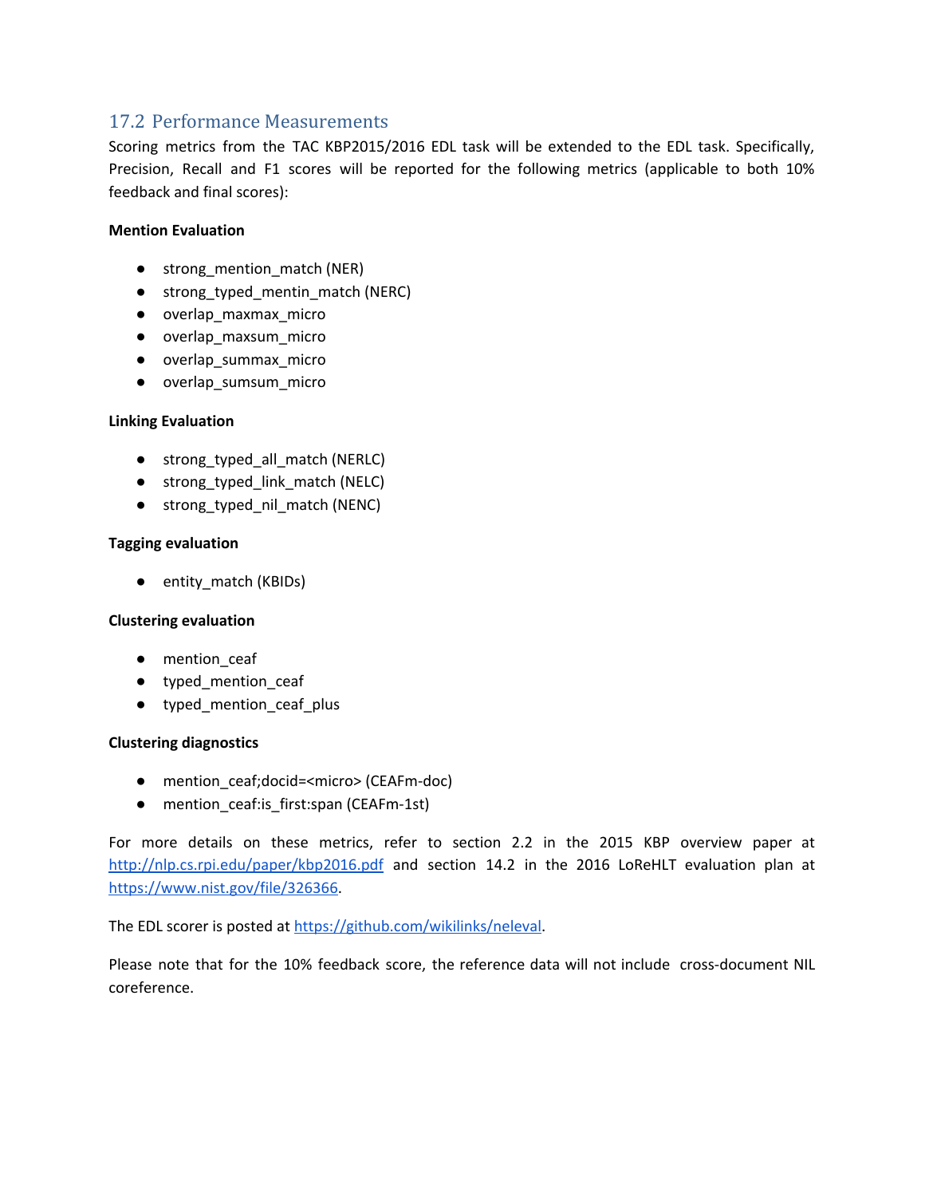## 17.2 Performance Measurements

Scoring metrics from the TAC KBP2015/2016 EDL task will be extended to the EDL task. Specifically, Precision, Recall and F1 scores will be reported for the following metrics (applicable to both 10% feedback and final scores):

**Mention Evaluation**

- strong_mention_match (NER)
- strong_typed_mentin_match (NERC)
- overlap_maxmax_micro
- overlap_maxsum_micro
- overlap_summax_micro
- overlap_sumsum_micro

**Linking Evaluation**

- strong_typed_all_match (NERLC)
- strong_typed_link_match (NELC)
- strong_typed_nil_match (NENC)

**Tagging evaluation**

- entity_match (KBIDs)

**Clustering evaluation**

- mention_ceaf
- typed_mention_ceaf
- typed_mention_ceaf_plus

**Clustering diagnostics**

- mention_ceaf;docid=<micro> (CEAFm-doc)
- mention_ceaf:is_first:span (CEAFm-1st)

For more details on these metrics, refer to section 2.2 in the 2015 KBP overview paper at http://nlp.cs.rpi.edu/paper/kbp2016.pdf and section 14.2 in the 2016 LoReHLT evaluation plan at https://www.nist.gov/file/326366.

The EDL scorer is posted at https://github.com/wikilinks/neleval.

Please note that for the 10% feedback score, the reference data will not include cross-document NIL coreference.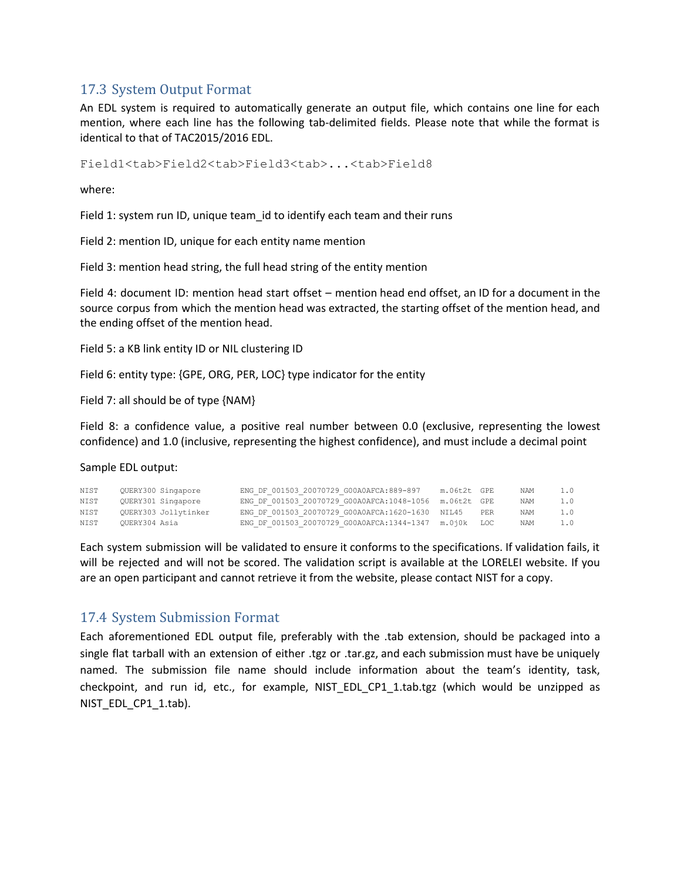## 17.3 System Output Format

An EDL system is required to automatically generate an output file, which contains one line for each mention, where each line has the following tab-delimited fields. Please note that while the format is identical to that of TAC2015/2016 EDL.

```
Field1<tab>Field2<tab>Field3<tab>...<tab>Field8
```

where:

Field 1: system run ID, unique team_id to identify each team and their runs

Field 2: mention ID, unique for each entity name mention

Field 3: mention head string, the full head string of the entity mention

Field 4: document ID: mention head start offset – mention head end offset, an ID for a document in the source corpus from which the mention head was extracted, the starting offset of the mention head, and the ending offset of the mention head.

Field 5: a KB link entity ID or NIL clustering ID

Field 6: entity type: {GPE, ORG, PER, LOC} type indicator for the entity

Field 7: all should be of type {NAM}

Field 8: a confidence value, a positive real number between 0.0 (exclusive, representing the lowest confidence) and 1.0 (inclusive, representing the highest confidence), and must include a decimal point

Sample EDL output:

```
NIST	QUERY300 Singapore	ENG_DF_001503_20070729_G00A0AFCA:889-897	m.06t2t	GPE	NAM	1.0
NIST	QUERY301 Singapore	ENG_DF_001503_20070729_G00A0AFCA:1048-1056	m.06t2t	GPE	NAM	1.0
NIST	QUERY303 Jollytinker	ENG_DF_001503_20070729_G00A0AFCA:1620-1630	NIL45	PER	NAM	1.0
NIST	QUERY304 Asia	ENG_DF_001503_20070729_G00A0AFCA:1344-1347	m.0j0k	LOC	NAM	1.0
```

Each system submission will be validated to ensure it conforms to the specifications. If validation fails, it will be rejected and will not be scored. The validation script is available at the LORELEI website. If you are an open participant and cannot retrieve it from the website, please contact NIST for a copy.

## 17.4 System Submission Format

Each aforementioned EDL output file, preferably with the .tab extension, should be packaged into a single flat tarball with an extension of either .tgz or .tar.gz, and each submission must have be uniquely named. The submission file name should include information about the team's identity, task, checkpoint, and run id, etc., for example, NIST_EDL_CP1_1.tab.tgz (which would be unzipped as NIST_EDL_CP1_1.tab).